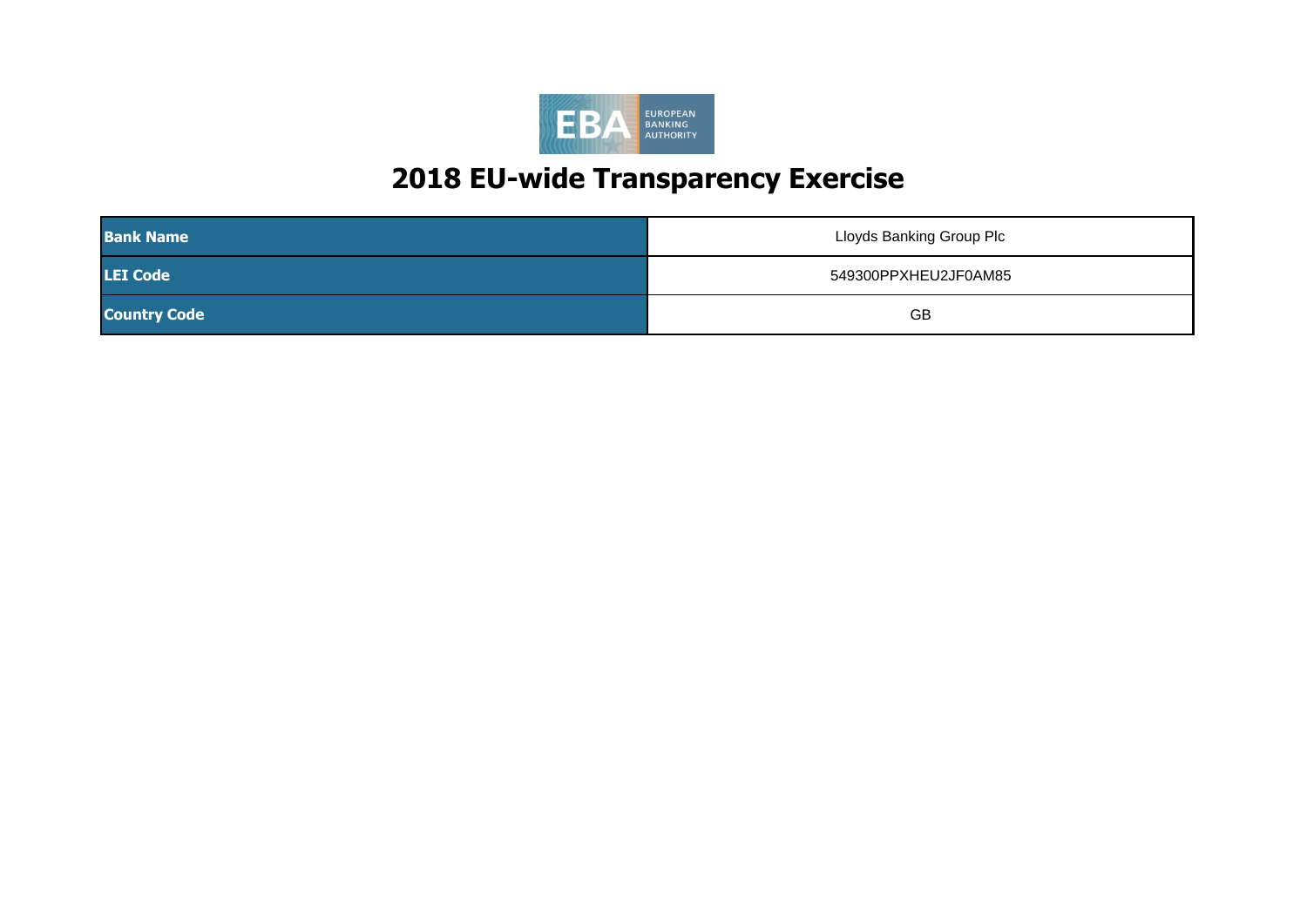# 2018 EU-wide Transparency Exercise

| | |
|---|---|
| **Bank Name** | Lloyds Banking Group Plc |
| **LEI Code** | 549300PPXHEU2JF0AM85 |
| **Country Code** | GB |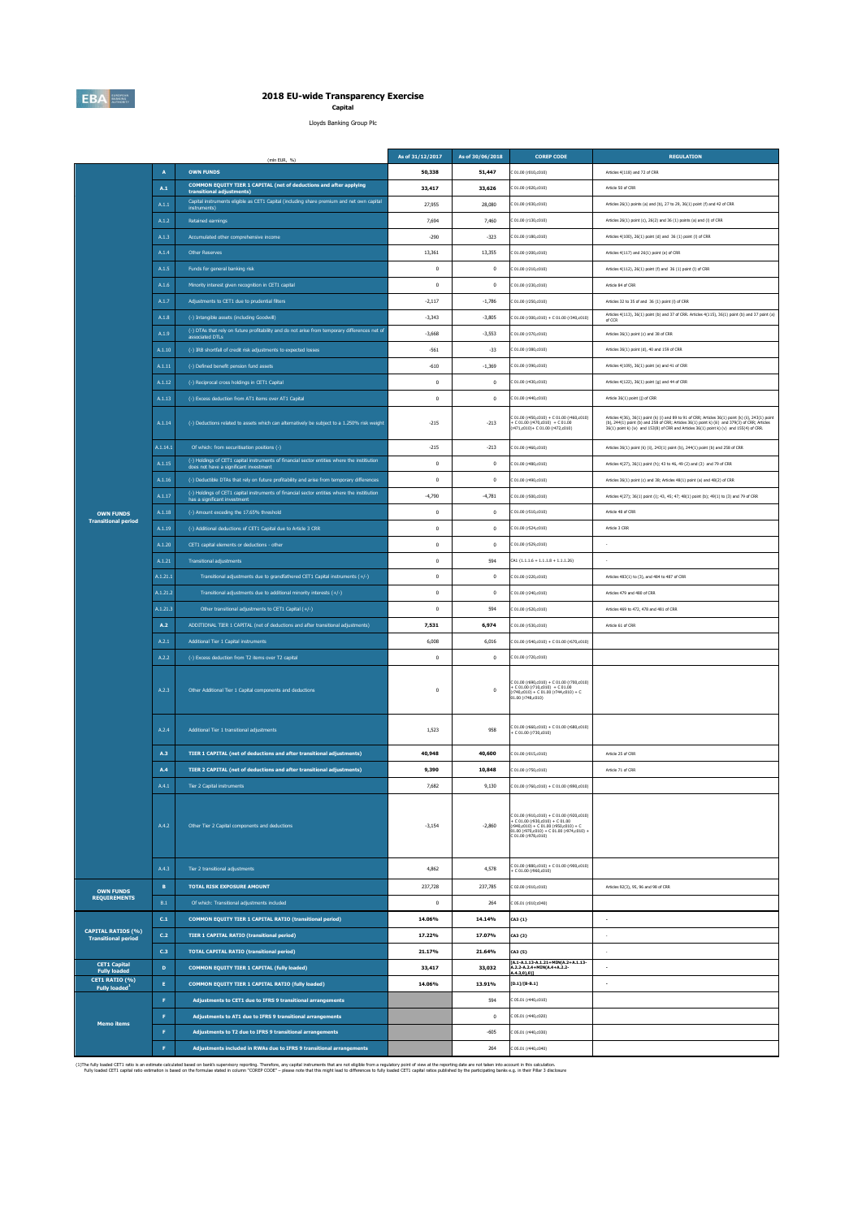# 2018 EU-wide Transparency Exercise

**Capital**

Lloyds Banking Group Plc

| | | (mln EUR, %) | As of 31/12/2017 | As of 30/06/2018 | COREP CODE | REGULATION |
|---|---|---|---|---|---|---|
| OWN FUNDS Transitional period | A | OWN FUNDS | 50,338 | 51,447 | C 01.00 (r010,c010) | Articles 4(118) and 72 of CRR |
| | A.1 | COMMON EQUITY TIER 1 CAPITAL (net of deductions and after applying transitional adjustments) | 33,417 | 33,626 | C 01.00 (r020,c010) | Article 50 of CRR |
| | A.1.1 | Capital instruments eligible as CET1 Capital (including share premium and net own capital instruments) | 27,955 | 28,080 | C 01.00 (r030,c010) | Articles 26(1) points (a) and (b), 27 to 29, 36(1) point (f) and 42 of CRR |
| | A.1.2 | Retained earnings | 7,694 | 7,460 | C 01.00 (r130,c010) | Articles 26(1) point (c), 26(2) and 36 (1) points (a) and (l) of CRR |
| | A.1.3 | Accumulated other comprehensive income | -290 | -323 | C 01.00 (r180,c010) | Articles 4(100), 26(1) point (d) and 36 (1) point (l) of CRR |
| | A.1.4 | Other Reserves | 13,361 | 13,355 | C 01.00 (r200,c010) | Articles 4(117) and 26(1) point (e) of CRR |
| | A.1.5 | Funds for general banking risk | 0 | 0 | C 01.00 (r210,c010) | Articles 4(112), 26(1) point (f) and 36 (1) point (l) of CRR |
| | A.1.6 | Minority interest given recognition in CET1 capital | 0 | 0 | C 01.00 (r230,c010) | Article 84 of CRR |
| | A.1.7 | Adjustments to CET1 due to prudential filters | -2,117 | -1,786 | C 01.00 (r250,c010) | Articles 32 to 35 of and 36 (1) point (l) of CRR |
| | A.1.8 | (-) Intangible assets (including Goodwill) | -3,343 | -3,805 | C 01.00 (r300,c010) + C 01.00 (r340,c010) | Articles 4(113), 36(1) point (b) and 37 of CRR. Articles 4(115), 36(1) point (b) and 37 point (a) of CCR |
| | A.1.9 | (-) DTAs that rely on future profitability and do not arise from temporary differences net of associated DTLs | -3,668 | -3,553 | C 01.00 (r370,c010) | Articles 36(1) point (c) and 38 of CRR |
| | A.1.10 | (-) IRB shortfall of credit risk adjustments to expected losses | -561 | -33 | C 01.00 (r380,c010) | Articles 36(1) point (d), 40 and 159 of CRR |
| | A.1.11 | (-) Defined benefit pension fund assets | -610 | -1,369 | C 01.00 (r390,c010) | Articles 4(109), 36(1) point (e) and 41 of CRR |
| | A.1.12 | (-) Reciprocal cross holdings in CET1 Capital | 0 | 0 | C 01.00 (r430,c010) | Articles 4(122), 36(1) point (g) and 44 of CRR |
| | A.1.13 | (-) Excess deduction from AT1 items over AT1 Capital | 0 | 0 | C 01.00 (r440,c010) | Article 36(1) point (j) of CRR |
| | A.1.14 | (-) Deductions related to assets which can alternatively be subject to a 1.250% risk weight | -215 | -213 | C 01.00 (r450,c010) + C 01.00 (r460,c010) + C 01.00 (r470,c010) + C 01.00 (r471,c010)+ C 01.00 (r472,c010) | Articles 4(36), 36(1) point (k) (i) and 89 to 91 of CRR; Articles 36(1) point (k) (ii), 243(1) point (b), 244(1) point (b) and 258 of CRR; Articles 36(1) point k) (iii) and 379(3) of CRR; Articles 36(1) point k) (iv) and 153(8) of CRR and Articles 36(1) point k) (v) and 155(4) of CRR. |
| | A.1.14.1 | Of which: from securitisation positions (-) | -215 | -213 | C 01.00 (r460,c010) | Articles 36(1) point (k) (ii), 243(1) point (b), 244(1) point (b) and 258 of CRR |
| | A.1.15 | (-) Holdings of CET1 capital instruments of financial sector entities where the institution does not have a significant investment | 0 | 0 | C 01.00 (r480,c010) | Articles 4(27), 36(1) point (h); 43 to 46, 49 (2) and (3) and 79 of CRR |
| | A.1.16 | (-) Deductible DTAs that rely on future profitability and arise from temporary differences | 0 | 0 | C 01.00 (r490,c010) | Articles 36(1) point (c) and 38; Articles 48(1) point (a) and 48(2) of CRR |
| | A.1.17 | (-) Holdings of CET1 capital instruments of financial sector entities where the institution has a significant investment | -4,790 | -4,781 | C 01.00 (r500,c010) | Articles 4(27); 36(1) point (i); 43, 45; 47; 48(1) point (b); 49(1) to (3) and 79 of CRR |
| | A.1.18 | (-) Amount exceding the 17.65% threshold | 0 | 0 | C 01.00 (r510,c010) | Article 48 of CRR |
| | A.1.19 | (-) Additional deductions of CET1 Capital due to Article 3 CRR | 0 | 0 | C 01.00 (r524,c010) | Article 3 CRR |
| | A.1.20 | CET1 capital elements or deductions - other | 0 | 0 | C 01.00 (r529,c010) | - |
| | A.1.21 | Transitional adjustments | 0 | 594 | CA1 {1.1.1.6 + 1.1.1.8 + 1.1.1.26} | - |
| | A.1.21.1 | Transitional adjustments due to grandfathered CET1 Capital instruments (+/-) | 0 | 0 | C 01.00 (r220,c010) | Articles 483(1) to (3), and 484 to 487 of CRR |
| | A.1.21.2 | Transitional adjustments due to additional minority interests (+/-) | 0 | 0 | C 01.00 (r240,c010) | Articles 479 and 480 of CRR |
| | A.1.21.3 | Other transitional adjustments to CET1 Capital (+/-) | 0 | 594 | C 01.00 (r520,c010) | Articles 469 to 472, 478 and 481 of CRR |
| | A.2 | ADDITIONAL TIER 1 CAPITAL (net of deductions and after transitional adjustments) | 7,531 | 6,974 | C 01.00 (r530,c010) | Article 61 of CRR |
| | A.2.1 | Additional Tier 1 Capital instruments | 6,008 | 6,016 | C 01.00 (r540,c010) + C 01.00 (r670,c010) | |
| | A.2.2 | (-) Excess deduction from T2 items over T2 capital | 0 | 0 | C 01.00 (r720,c010) | |
| | A.2.3 | Other Additional Tier 1 Capital components and deductions | 0 | 0 | C 01.00 (r690,c010) + C 01.00 (r700,c010) + C 01.00 (r710,c010) + C 01.00 (r740,c010) + C 01.00 (r744,c010) + C 01.00 (r748,c010) | |
| | A.2.4 | Additional Tier 1 transitional adjustments | 1,523 | 958 | C 01.00 (r660,c010) + C 01.00 (r680,c010) + C 01.00 (r730,c010) | |
| | A.3 | TIER 1 CAPITAL (net of deductions and after transitional adjustments) | 40,948 | 40,600 | C 01.00 (r015,c010) | Article 25 of CRR |
| | A.4 | TIER 2 CAPITAL (net of deductions and after transitional adjustments) | 9,390 | 10,848 | C 01.00 (r750,c010) | Article 71 of CRR |
| | A.4.1 | Tier 2 Capital instruments | 7,682 | 9,130 | C 01.00 (r760,c010) + C 01.00 (r890,c010) | |
| | A.4.2 | Other Tier 2 Capital components and deductions | -3,154 | -2,860 | C 01.00 (r910,c010) + C 01.00 (r920,c010) + C 01.00 (r930,c010) + C 01.00 (r940,c010) + C 01.00 (r950,c010) + C 01.00 (r970,c010) + C 01.00 (r974,c010) + C 01.00 (r978,c010) | |
| | A.4.3 | Tier 2 transitional adjustments | 4,862 | 4,578 | C 01.00 (r880,c010) + C 01.00 (r900,c010) + C 01.00 (r960,c010) | |
| OWN FUNDS REQUIREMENTS | B | TOTAL RISK EXPOSURE AMOUNT | 237,728 | 237,785 | C 02.00 (r010,c010) | Articles 92(3), 95, 96 and 98 of CRR |
| | B.1 | Of which: Transitional adjustments included | 0 | 264 | C 05.01 (r010;c040) | |
| CAPITAL RATIOS (%) Transitional period | C.1 | COMMON EQUITY TIER 1 CAPITAL RATIO (transitional period) | 14.06% | 14.14% | CA3 {1} | - |
| | C.2 | TIER 1 CAPITAL RATIO (transitional period) | 17.22% | 17.07% | CA3 {3} | - |
| | C.3 | TOTAL CAPITAL RATIO (transitional period) | 21.17% | 21.64% | CA3 {5} | - |
| CET1 Capital Fully loaded | D | COMMON EQUITY TIER 1 CAPITAL (fully loaded) | 33,417 | 33,032 | [A.1-A.1.13-A.1.21+MIN(A.2+A.1.13-A.2.2-A.2.4+MIN(A.4+A.2.2-A.4.3),0),0)] | - |
| CET1 RATIO (%) Fully loaded[1] | E | COMMON EQUITY TIER 1 CAPITAL RATIO (fully loaded) | 14.06% | 13.91% | [D.1]/[B-B.1] | - |
| Memo items | F | Adjustments to CET1 due to IFRS 9 transitional arrangements | | 594 | C 05.01 (r440,c010) | |
| | F | Adjustments to AT1 due to IFRS 9 transitional arrangements | | 0 | C 05.01 (r440,c020) | |
| | F | Adjustments to T2 due to IFRS 9 transitional arrangements | | -605 | C 05.01 (r440,c030) | |
| | F | Adjustments included in RWAs due to IFRS 9 transitional arrangements | | 264 | C 05.01 (r440,c040) | |

(1)The fully loaded CET1 ratio is an estimate calculated based on bank's supervisory reporting. Therefore, any capital instruments that are not eligible from a regulatory point of view at the reporting date are not taken into account in this calculation.
Fully loaded CET1 capital ratio estimation is based on the formulae stated in column "COREP CODE" – please note that this might lead to differences to fully loaded CET1 capital ratios published by the participating banks e.g. in their Pillar 3 disclosure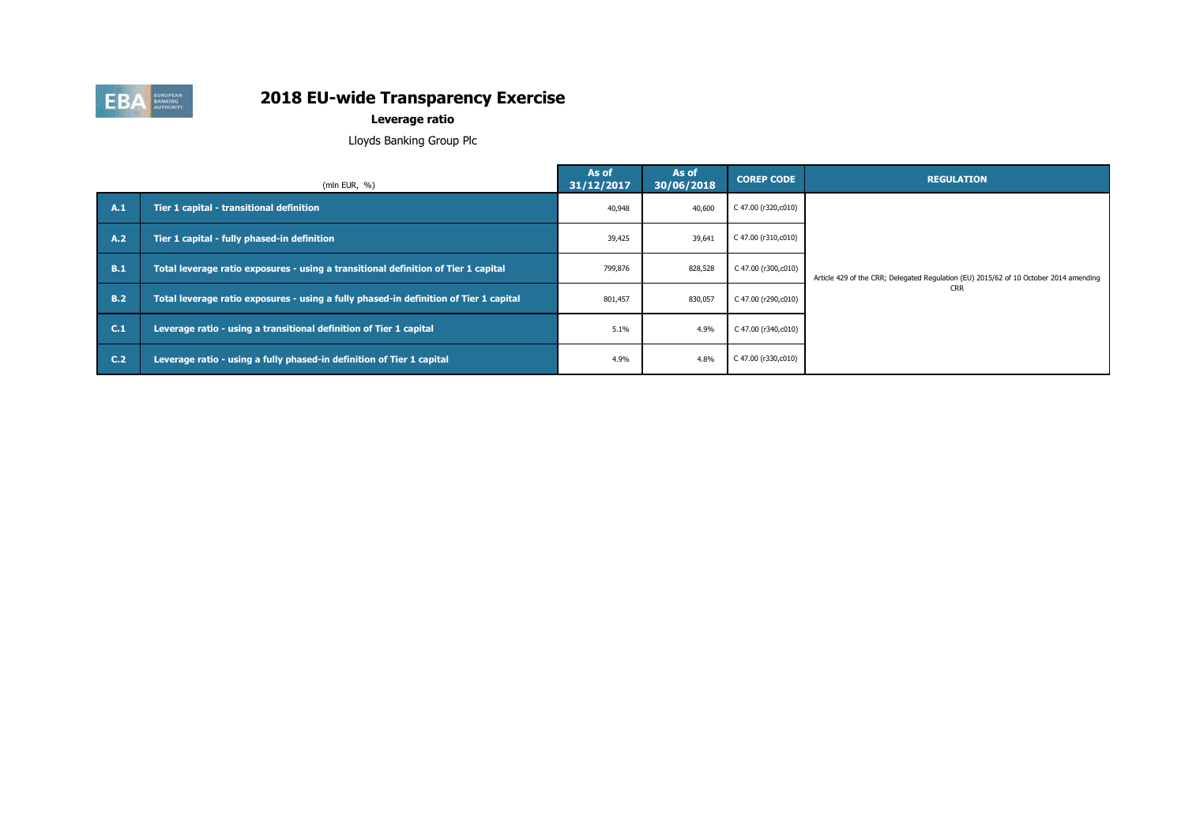# 2018 EU-wide Transparency Exercise

**Leverage ratio**

Lloyds Banking Group Plc

| | (mln EUR, %) | As of 31/12/2017 | As of 30/06/2018 | COREP CODE | REGULATION |
|---|---|---|---|---|---|
| A.1 | Tier 1 capital - transitional definition | 40,948 | 40,600 | C 47.00 (r320,c010) | Article 429 of the CRR; Delegated Regulation (EU) 2015/62 of 10 October 2014 amending CRR |
| A.2 | Tier 1 capital - fully phased-in definition | 39,425 | 39,641 | C 47.00 (r310,c010) | |
| B.1 | Total leverage ratio exposures - using a transitional definition of Tier 1 capital | 799,876 | 828,528 | C 47.00 (r300,c010) | |
| B.2 | Total leverage ratio exposures - using a fully phased-in definition of Tier 1 capital | 801,457 | 830,057 | C 47.00 (r290,c010) | |
| C.1 | Leverage ratio - using a transitional definition of Tier 1 capital | 5.1% | 4.9% | C 47.00 (r340,c010) | |
| C.2 | Leverage ratio - using a fully phased-in definition of Tier 1 capital | 4.9% | 4.8% | C 47.00 (r330,c010) | |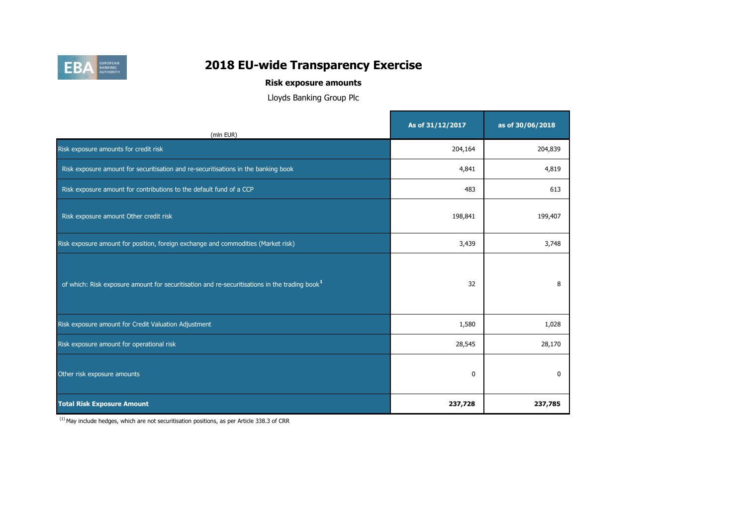# 2018 EU-wide Transparency Exercise

## Risk exposure amounts

Lloyds Banking Group Plc

| (mln EUR) | As of 31/12/2017 | as of 30/06/2018 |
|---|---|---|
| Risk exposure amounts for credit risk | 204,164 | 204,839 |
| Risk exposure amount for securitisation and re-securitisations in the banking book | 4,841 | 4,819 |
| Risk exposure amount for contributions to the default fund of a CCP | 483 | 613 |
| Risk exposure amount Other credit risk | 198,841 | 199,407 |
| Risk exposure amount for position, foreign exchange and commodities (Market risk) | 3,439 | 3,748 |
| of which: Risk exposure amount for securitisation and re-securitisations in the trading book[1] | 32 | 8 |
| Risk exposure amount for Credit Valuation Adjustment | 1,580 | 1,028 |
| Risk exposure amount for operational risk | 28,545 | 28,170 |
| Other risk exposure amounts | 0 | 0 |
| **Total Risk Exposure Amount** | **237,728** | **237,785** |

[1] May include hedges, which are not securitisation positions, as per Article 338.3 of CRR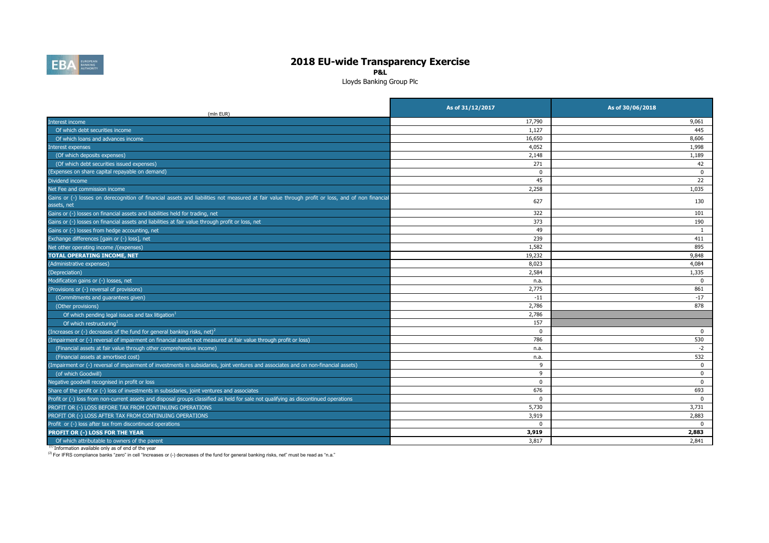# 2018 EU-wide Transparency Exercise

**P&L**

Lloyds Banking Group Plc

| (mln EUR) | As of 31/12/2017 | As of 30/06/2018 |
|---|---|---|
| Interest income | 17,790 | 9,061 |
| Of which debt securities income | 1,127 | 445 |
| Of which loans and advances income | 16,650 | 8,606 |
| Interest expenses | 4,052 | 1,998 |
| (Of which deposits expenses) | 2,148 | 1,189 |
| (Of which debt securities issued expenses) | 271 | 42 |
| (Expenses on share capital repayable on demand) | 0 | 0 |
| Dividend income | 45 | 22 |
| Net Fee and commission income | 2,258 | 1,035 |
| Gains or (-) losses on derecognition of financial assets and liabilities not measured at fair value through profit or loss, and of non financial assets, net | 627 | 130 |
| Gains or (-) losses on financial assets and liabilities held for trading, net | 322 | 101 |
| Gains or (-) losses on financial assets and liabilities at fair value through profit or loss, net | 373 | 190 |
| Gains or (-) losses from hedge accounting, net | 49 | 1 |
| Exchange differences [gain or (-) loss], net | 239 | 411 |
| Net other operating income /(expenses) | 1,582 | 895 |
| **TOTAL OPERATING INCOME, NET** | 19,232 | 9,848 |
| (Administrative expenses) | 8,023 | 4,084 |
| (Depreciation) | 2,584 | 1,335 |
| Modification gains or (-) losses, net | n.a. | 0 |
| (Provisions or (-) reversal of provisions) | 2,775 | 861 |
| (Commitments and guarantees given) | -11 | -17 |
| (Other provisions) | 2,786 | 878 |
| Of which pending legal issues and tax litigation[1] | 2,786 | |
| Of which restructuring[1] | 157 | |
| (Increases or (-) decreases of the fund for general banking risks, net)[2] | 0 | 0 |
| (Impairment or (-) reversal of impairment on financial assets not measured at fair value through profit or loss) | 786 | 530 |
| (Financial assets at fair value through other comprehensive income) | n.a. | -2 |
| (Financial assets at amortised cost) | n.a. | 532 |
| (Impairment or (-) reversal of impairment of investments in subsidaries, joint ventures and associates and on non-financial assets) | 9 | 0 |
| (of which Goodwill) | 9 | 0 |
| Negative goodwill recognised in profit or loss | 0 | 0 |
| Share of the profit or (-) loss of investments in subsidaries, joint ventures and associates | 676 | 693 |
| Profit or (-) loss from non-current assets and disposal groups classified as held for sale not qualifying as discontinued operations | 0 | 0 |
| PROFIT OR (-) LOSS BEFORE TAX FROM CONTINUING OPERATIONS | 5,730 | 3,731 |
| PROFIT OR (-) LOSS AFTER TAX FROM CONTINUING OPERATIONS | 3,919 | 2,883 |
| Profit or (-) loss after tax from discontinued operations | 0 | 0 |
| **PROFIT OR (-) LOSS FOR THE YEAR** | **3,919** | **2,883** |
| Of which attributable to owners of the parent | 3,817 | 2,841 |

(1) Information available only as of end of the year

(2) For IFRS compliance banks "zero" in cell "Increases or (-) decreases of the fund for general banking risks, net" must be read as "n.a."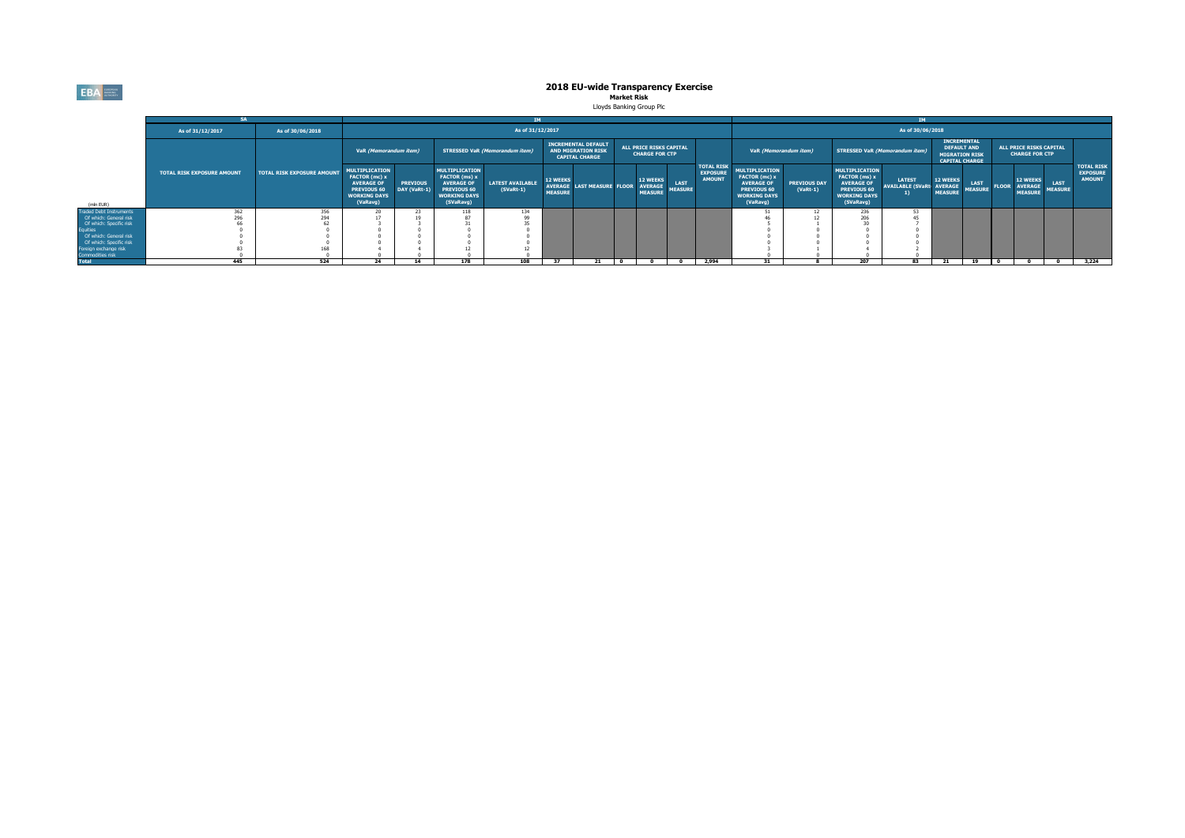# 2018 EU-wide Transparency Exercise

**Market Risk**

Lloyds Banking Group Plc

| (mln EUR) | SA | | IM | | | | | | | | | | | IM | | | | | | | | | | |
|---|---|---|---|---|---|---|---|---|---|---|---|---|---|---|---|---|---|---|---|---|---|---|---|---|
| | As of 31/12/2017 | As of 30/06/2018 | As of 31/12/2017 | | | | | | | | | | | As of 30/06/2018 | | | | | | | | | | |
| | TOTAL RISK EXPOSURE AMOUNT | TOTAL RISK EXPOSURE AMOUNT | VaR (Memorandum item) | | STRESSED VaR (Memorandum item) | | INCREMENTAL DEFAULT AND MIGRATION RISK CAPITAL CHARGE | | ALL PRICE RISKS CAPITAL CHARGE FOR CTP | | | | TOTAL RISK EXPOSURE AMOUNT | VaR (Memorandum item) | | STRESSED VaR (Memorandum item) | | INCREMENTAL DEFAULT AND MIGRATION RISK CAPITAL CHARGE | | ALL PRICE RISKS CAPITAL CHARGE FOR CTP | | | | TOTAL RISK EXPOSURE AMOUNT |
| | | | MULTIPLICATION FACTOR (mc) x AVERAGE OF PREVIOUS 60 WORKING DAYS (VaRavg) | PREVIOUS DAY (VaRt-1) | MULTIPLICATION FACTOR (ms) x AVERAGE OF PREVIOUS 60 WORKING DAYS (SVaRavg) | LATEST AVAILABLE (SVaRt-1) | 12 WEEKS AVERAGE MEASURE | LAST MEASURE | FLOOR | 12 WEEKS AVERAGE MEASURE | LAST MEASURE | | | MULTIPLICATION FACTOR (mc) x AVERAGE OF PREVIOUS 60 WORKING DAYS (VaRavg) | PREVIOUS DAY (VaRt-1) | MULTIPLICATION FACTOR (ms) x AVERAGE OF PREVIOUS 60 WORKING DAYS (SVaRavg) | LATEST AVAILABLE (SVaRt-1) | 12 WEEKS AVERAGE MEASURE | LAST MEASURE | FLOOR | 12 WEEKS AVERAGE MEASURE | LAST MEASURE | |
| Traded Debt Instruments | 362 | 356 | 20 | 23 | 118 | 134 | | | | | | | | 51 | 12 | 236 | 53 | | | | | | |
| Of which: General risk | 296 | 294 | 17 | 19 | 87 | 99 | | | | | | | | 46 | 12 | 206 | 45 | | | | | | |
| Of which: Specific risk | 66 | 62 | 3 | 3 | 31 | 35 | | | | | | | | 5 | 1 | 30 | 7 | | | | | | |
| Equities | 0 | 0 | 0 | 0 | 0 | 0 | | | | | | | | 0 | 0 | 0 | 0 | | | | | | |
| Of which: General risk | 0 | 0 | 0 | 0 | 0 | 0 | | | | | | | | 0 | 0 | 0 | 0 | | | | | | |
| Of which: Specific risk | 0 | 0 | 0 | 0 | 0 | 0 | | | | | | | | 0 | 0 | 0 | 0 | | | | | | |
| Foreign exchange risk | 83 | 168 | 4 | 4 | 12 | 12 | | | | | | | | 3 | 1 | 4 | 2 | | | | | | |
| Commodities risk | 0 | 0 | 0 | 0 | 0 | 0 | | | | | | | | 0 | 0 | 0 | 0 | | | | | | |
| **Total** | **445** | **524** | **24** | **14** | **178** | **108** | **37** | **21** | **0** | **0** | **0** | **2,994** | | **31** | **8** | **207** | **83** | **21** | **19** | **0** | **0** | **0** | **3,224** |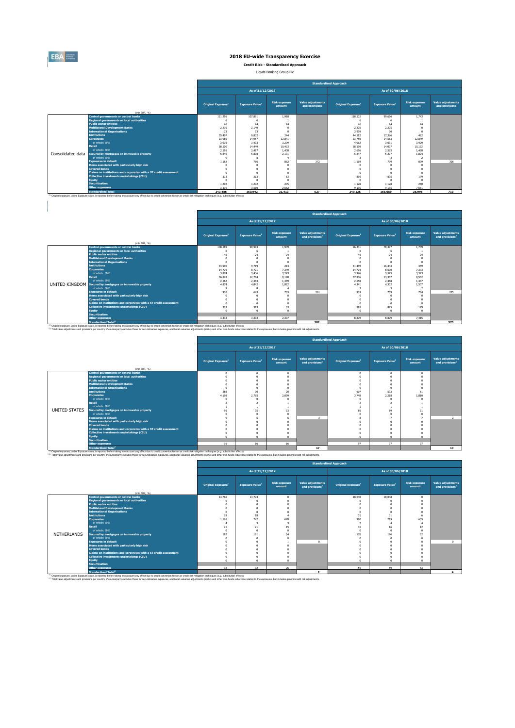# 2018 EU-wide Transparency Exercise

**Credit Risk - Standardised Approach**

Lloyds Banking Group Plc

| | (mln EUR, %) | Standardised Approach | | | | | | | |
|---|---|---|---|---|---|---|---|---|---|
| | | As of 31/12/2017 | | | | As of 30/06/2018 | | | |
| | | Original Exposure[1] | Exposure Value[1] | Risk exposure amount | Value adjustments and provisions | Original Exposure[1] | Exposure Value[1] | Risk exposure amount | Value adjustments and provisions |
| Consolidated data | Central governments or central banks | 131,256 | 107,861 | 1,918 | | 118,502 | 99,666 | 1,743 | |
| | Regional governments or local authorities | 6 | 6 | 1 | | 6 | 6 | 1 | |
| | Public sector entities | 46 | 24 | 24 | | 46 | 24 | 24 | |
| | Multilateral Development Banks | 2,210 | 2,140 | 0 | | 2,205 | 2,205 | 0 | |
| | International Organisations | 73 | 73 | 0 | | 3,999 | 30 | 0 | |
| | Institutions | 35,407 | 9,832 | 244 | | 44,512 | 17,326 | 422 | |
| | Corporates | 23,960 | 14,957 | 12,841 | | 23,750 | 14,563 | 12,849 | |
| | of which: SME | 3,936 | 3,493 | 3,299 | | 4,062 | 3,631 | 3,429 | |
| | Retail | 38,500 | 14,449 | 10,433 | | 38,590 | 14,077 | 10,133 | |
| | of which: SME | 2,595 | 2,417 | 1,408 | | 2,696 | 2,525 | 1,468 | |
| | Secured by mortgages on immovable property | 5,840 | 5,808 | 2,191 | | 5,247 | 5,207 | 1,824 | |
| | of which: SME | 9 | 8 | 4 | | 3 | 3 | 2 | |
| | Exposures in default | 1,162 | 766 | 862 | 372 | 1,119 | 799 | 899 | 306 |
| | Items associated with particularly high risk | 0 | 0 | 0 | | 0 | 0 | 0 | |
| | Covered bonds | 0 | 0 | 0 | | 0 | 0 | 0 | |
| | Claims on institutions and corporates with a ST credit assessment | 0 | 0 | 0 | | 0 | 0 | 0 | |
| | Collective investments undertakings (CIU) | 313 | 313 | 63 | | 895 | 895 | 179 | |
| | Equity | 0 | 0 | 0 | | 0 | 0 | 0 | |
| | Securitisation | 1,202 | 1,202 | 275 | | 1,128 | 1,128 | 260 | |
| | Other exposures | 3,510 | 3,510 | 2,562 | | 9,135 | 9,135 | 7,661 | |
| | Standardised Total | 243,486 | 160,942 | 31,413 | 527 | 249,135 | 165,059 | 35,996 | 713 |

(1) Original exposure, unlike Exposure value, is reported before taking into account any effect due to credit conversion factors or credit risk mitigation techniques (e.g. substitution effects).

| | (mln EUR, %) | Standardised Approach | | | | | | | |
|---|---|---|---|---|---|---|---|---|---|
| | | As of 31/12/2017 | | | | As of 30/06/2018 | | | |
| | | Original Exposure[1] | Exposure Value[1] | Risk exposure amount | Value adjustments and provisions[2] | Original Exposure[1] | Exposure Value[1] | Risk exposure amount | Value adjustments and provisions[2] |
| UNITED KINGDOM | Central governments or central banks | 108,589 | 90,993 | 1,909 | | 96,331 | 78,397 | 1,739 | |
| | Regional governments or local authorities | 6 | 6 | 1 | | 6 | 6 | 1 | |
| | Public sector entities | 46 | 24 | 24 | | 46 | 24 | 24 | |
| | Multilateral Development Banks | 0 | 0 | 0 | | 0 | 0 | 0 | |
| | International Organisations | 0 | 0 | 0 | | 0 | 0 | 0 | |
| | Institutions | 34,990 | 9,719 | 214 | | 41,469 | 16,443 | 359 | |
| | Corporates | 14,776 | 8,721 | 7,349 | | 14,724 | 8,600 | 7,373 | |
| | of which: SME | 3,874 | 3,436 | 3,243 | | 3,946 | 3,525 | 3,323 | |
| | Retail | 36,828 | 12,784 | 9,190 | | 37,806 | 13,307 | 9,562 | |
| | of which: SME | 2,562 | 2,383 | 1,389 | | 2,658 | 2,488 | 1,447 | |
| | Secured by mortgages on immovable property | 4,874 | 4,842 | 1,822 | | 4,341 | 4,302 | 1,507 | |
| | of which: SME | 9 | 8 | 4 | | 3 | 3 | 2 | |
| | Exposures in default | 910 | 643 | 703 | 261 | 939 | 709 | 784 | 225 |
| | Items associated with particularly high risk | 0 | 0 | 0 | | 0 | 0 | 0 | |
| | Covered bonds | 0 | 0 | 0 | | 0 | 0 | 0 | |
| | Claims on institutions and corporates with a ST credit assessment | 0 | 0 | 0 | | 0 | 0 | 0 | |
| | Collective investments undertakings (CIU) | 313 | 313 | 63 | | 895 | 895 | 179 | |
| | Equity | 0 | 0 | 0 | | 0 | 0 | 0 | |
| | Securitisation | | | | | | | | |
| | Other exposures | 3,333 | 3,333 | 2,397 | | 8,879 | 8,879 | 7,415 | |
| | Standardised Total[2] | | | | 382 | | | | 575 |

(1) Original exposure, unlike Exposure value, is reported before taking into account any effect due to credit conversion factors or credit risk mitigation techniques (e.g. substitution effects).
(2) Total value adjustments and provisions per country of counterparty excludes those for securitisation exposures, additional valuation adjustments (AVAs) and other own funds reductions related to the exposures, but includes general credit risk adjustments.

| | (mln EUR, %) | Standardised Approach | | | | | | | |
|---|---|---|---|---|---|---|---|---|---|
| | | As of 31/12/2017 | | | | As of 30/06/2018 | | | |
| | | Original Exposure[1] | Exposure Value[1] | Risk exposure amount | Value adjustments and provisions[2] | Original Exposure[1] | Exposure Value[1] | Risk exposure amount | Value adjustments and provisions[2] |
| UNITED STATES | Central governments or central banks | 0 | 0 | 0 | | 0 | 0 | 0 | |
| | Regional governments or local authorities | 0 | 0 | 0 | | 0 | 0 | 0 | |
| | Public sector entities | 0 | 0 | 0 | | 0 | 0 | 0 | |
| | Multilateral Development Banks | 0 | 0 | 0 | | 0 | 0 | 0 | |
| | International Organisations | 0 | 0 | 0 | | 0 | 0 | 0 | |
| | Institutions | 288 | 30 | 20 | | 607 | 593 | 51 | |
| | Corporates | 4,198 | 2,765 | 2,099 | | 3,748 | 2,218 | 1,810 | |
| | of which: SME | 0 | 0 | 0 | | 0 | 0 | 0 | |
| | Retail | 2 | 2 | 1 | | 2 | 2 | 1 | |
| | of which: SME | 1 | 1 | 1 | | 1 | 1 | 1 | |
| | Secured by mortgages on immovable property | 95 | 95 | 33 | | 89 | 89 | 31 | |
| | of which: SME | 0 | 0 | 0 | | 0 | 0 | 0 | |
| | Exposures in default | 9 | 6 | 6 | 3 | 8 | 7 | 7 | 2 |
| | Items associated with particularly high risk | 0 | 0 | 0 | | 0 | 0 | 0 | |
| | Covered bonds | 0 | 0 | 0 | | 0 | 0 | 0 | |
| | Claims on institutions and corporates with a ST credit assessment | 0 | 0 | 0 | | 0 | 0 | 0 | |
| | Collective investments undertakings (CIU) | 0 | 0 | 0 | | 0 | 0 | 0 | |
| | Equity | 0 | 0 | 0 | | 0 | 0 | 0 | |
| | Securitisation | | | | | | | | |
| | Other exposures | 16 | 16 | 16 | | 97 | 97 | 97 | |
| | Standardised Total[2] | | | | 17 | | | | 10 |

(1) Original exposure, unlike Exposure value, is reported before taking into account any effect due to credit conversion factors or credit risk mitigation techniques (e.g. substitution effects).
(2) Total value adjustments and provisions per country of counterparty excludes those for securitisation exposures, additional valuation adjustments (AVAs) and other own funds reductions related to the exposures, but includes general credit risk adjustments.

| | (mln EUR, %) | Standardised Approach | | | | | | | |
|---|---|---|---|---|---|---|---|---|---|
| | | As of 31/12/2017 | | | | As of 30/06/2018 | | | |
| | | Original Exposure[1] | Exposure Value[1] | Risk exposure amount | Value adjustments and provisions[2] | Original Exposure[1] | Exposure Value[1] | Risk exposure amount | Value adjustments and provisions[2] |
| NETHERLANDS | Central governments or central banks | 13,766 | 13,774 | 0 | | 18,040 | 18,048 | 0 | |
| | Regional governments or local authorities | 0 | 0 | 0 | | 0 | 0 | 0 | |
| | Public sector entities | 0 | 0 | 0 | | 0 | 0 | 0 | |
| | Multilateral Development Banks | 0 | 0 | 0 | | 0 | 0 | 0 | |
| | International Organisations | 0 | 0 | 0 | | 0 | 0 | 0 | |
| | Institutions | 18 | 18 | 4 | | 31 | 31 | 6 | |
| | Corporates | 1,165 | 742 | 678 | | 980 | 719 | 655 | |
| | of which: SME | 4 | 3 | 3 | | 7 | 4 | 4 | |
| | Retail | 21 | 21 | 15 | | 16 | 16 | 12 | |
| | of which: SME | 0 | 0 | 0 | | 0 | 0 | 0 | |
| | Secured by mortgages on immovable property | 182 | 181 | 64 | | 176 | 176 | 62 | |
| | of which: SME | 0 | 0 | 0 | | 0 | 0 | 0 | |
| | Exposures in default | 0 | 0 | 1 | 0 | 0 | 0 | 0 | 0 |
| | Items associated with particularly high risk | 0 | 0 | 0 | | 0 | 0 | 0 | |
| | Covered bonds | 0 | 0 | 0 | | 0 | 0 | 0 | |
| | Claims on institutions and corporates with a ST credit assessment | 0 | 0 | 0 | | 0 | 0 | 0 | |
| | Collective investments undertakings (CIU) | 0 | 0 | 0 | | 0 | 0 | 0 | |
| | Equity | 0 | 0 | 0 | | 0 | 0 | 0 | |
| | Securitisation | | | | | | | | |
| | Other exposures | 32 | 32 | 26 | | 59 | 59 | 53 | |
| | Standardised Total[2] | | | | 2 | | | | 4 |

(1) Original exposure, unlike Exposure value, is reported before taking into account any effect due to credit conversion factors or credit risk mitigation techniques (e.g. substitution effects).
(2) Total value adjustments and provisions per country of counterparty excludes those for securitisation exposures, additional valuation adjustments (AVAs) and other own funds reductions related to the exposures, but includes general credit risk adjustments.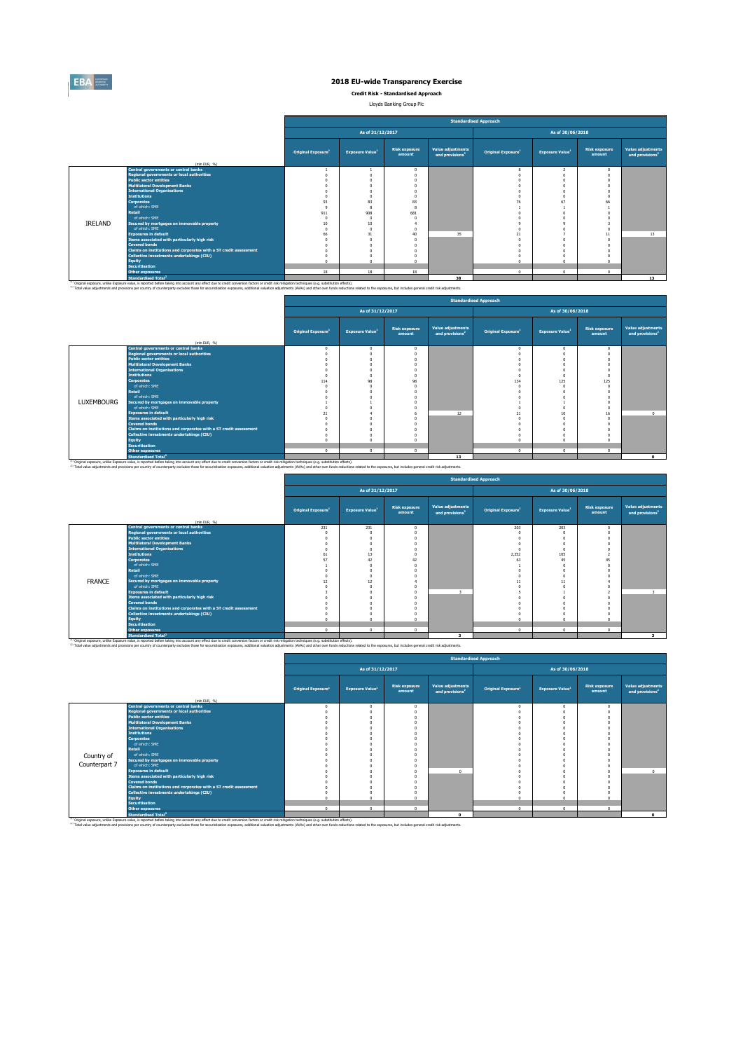# 2018 EU-wide Transparency Exercise

**Credit Risk - Standardised Approach**

Lloyds Banking Group Plc

| | | Standardised Approach | | | | | | | |
|---|---|---|---|---|---|---|---|---|---|
| | | As of 31/12/2017 | | | | As of 30/06/2018 | | | |
| | (mln EUR, %) | Original Exposure[1] | Exposure Value[1] | Risk exposure amount | Value adjustments and provisions[2] | Original Exposure[1] | Exposure Value[1] | Risk exposure amount | Value adjustments and provisions[2] |
| IRELAND | Central governments or central banks | 1 | 1 | 0 | | 8 | 2 | 0 | |
| | Regional governments or local authorities | 0 | 0 | 0 | | 0 | 0 | 0 | |
| | Public sector entities | 0 | 0 | 0 | | 0 | 0 | 0 | |
| | Multilateral Development Banks | 0 | 0 | 0 | | 0 | 0 | 0 | |
| | International Organisations | 0 | 0 | 0 | | 0 | 0 | 0 | |
| | Institutions | 0 | 0 | 0 | | 0 | 0 | 0 | |
| | Corporates | 93 | 83 | 83 | | 76 | 67 | 66 | |
| | of which: SME | 9 | 8 | 8 | | 1 | 1 | 1 | |
| | Retail | 911 | 908 | 681 | | 0 | 0 | 0 | |
| | of which: SME | 0 | 0 | 0 | | 0 | 0 | 0 | |
| | Secured by mortgages on immovable property | 10 | 10 | 4 | | 9 | 9 | 3 | |
| | of which: SME | 0 | 0 | 0 | | 0 | 0 | 0 | |
| | Exposures in default | 66 | 31 | 40 | 35 | 21 | 7 | 11 | 13 |
| | Items associated with particularly high risk | 0 | 0 | 0 | | 0 | 0 | 0 | |
| | Covered bonds | 0 | 0 | 0 | | 0 | 0 | 0 | |
| | Claims on institutions and corporates with a ST credit assessment | 0 | 0 | 0 | | 0 | 0 | 0 | |
| | Collective investments undertakings (CIU) | 0 | 0 | 0 | | 0 | 0 | 0 | |
| | Equity | 0 | 0 | 0 | | 0 | 0 | 0 | |
| | Securitisation | | | | | | | | |
| | Other exposures | 18 | 18 | 18 | | 0 | 0 | 0 | |
| | Standardised Total[2] | | | | 38 | | | | 13 |

[1] Original exposure, unlike Exposure value, is reported before taking into account any effect due to credit conversion factors or credit risk mitigation techniques (e.g. substitution effects).
[2] Total value adjustments and provisions per country of counterparty excludes those for securitisation exposures, additional valuation adjustments (AVAs) and other own funds reductions related to the exposures, but includes general credit risk adjustments.

| | | Standardised Approach | | | | | | | |
|---|---|---|---|---|---|---|---|---|---|
| | | As of 31/12/2017 | | | | As of 30/06/2018 | | | |
| | (mln EUR, %) | Original Exposure[1] | Exposure Value[1] | Risk exposure amount | Value adjustments and provisions[2] | Original Exposure[1] | Exposure Value[1] | Risk exposure amount | Value adjustments and provisions[2] |
| LUXEMBOURG | Central governments or central banks | 0 | 0 | 0 | | 0 | 0 | 0 | |
| | Regional governments or local authorities | 0 | 0 | 0 | | 0 | 0 | 0 | |
| | Public sector entities | 0 | 0 | 0 | | 0 | 0 | 0 | |
| | Multilateral Development Banks | 0 | 0 | 0 | | 0 | 0 | 0 | |
| | International Organisations | 0 | 0 | 0 | | 0 | 0 | 0 | |
| | Institutions | 0 | 0 | 0 | | 0 | 0 | 0 | |
| | Corporates | 114 | 98 | 98 | | 134 | 125 | 125 | |
| | of which: SME | 0 | 0 | 0 | | 0 | 0 | 0 | |
| | Retail | 0 | 0 | 0 | | 0 | 0 | 0 | |
| | of which: SME | 0 | 0 | 0 | | 0 | 0 | 0 | |
| | Secured by mortgages on immovable property | 1 | 1 | 0 | | 1 | 1 | 0 | |
| | of which: SME | 0 | 0 | 0 | | 0 | 0 | 0 | |
| | Exposures in default | 21 | 4 | 6 | 12 | 21 | 10 | 16 | 0 |
| | Items associated with particularly high risk | 0 | 0 | 0 | | 0 | 0 | 0 | |
| | Covered bonds | 0 | 0 | 0 | | 0 | 0 | 0 | |
| | Claims on institutions and corporates with a ST credit assessment | 0 | 0 | 0 | | 0 | 0 | 0 | |
| | Collective investments undertakings (CIU) | 0 | 0 | 0 | | 0 | 0 | 0 | |
| | Equity | 0 | 0 | 0 | | 0 | 0 | 0 | |
| | Securitisation | | | | | | | | |
| | Other exposures | 0 | 0 | 0 | | 0 | 0 | 0 | |
| | Standardised Total[2] | | | | 13 | | | | 0 |

[1] Original exposure, unlike Exposure value, is reported before taking into account any effect due to credit conversion factors or credit risk mitigation techniques (e.g. substitution effects).
[2] Total value adjustments and provisions per country of counterparty excludes those for securitisation exposures, additional valuation adjustments (AVAs) and other own funds reductions related to the exposures, but includes general credit risk adjustments.

| | | Standardised Approach | | | | | | | |
|---|---|---|---|---|---|---|---|---|---|
| | | As of 31/12/2017 | | | | As of 30/06/2018 | | | |
| | (mln EUR, %) | Original Exposure[1] | Exposure Value[1] | Risk exposure amount | Value adjustments and provisions[2] | Original Exposure[1] | Exposure Value[1] | Risk exposure amount | Value adjustments and provisions[2] |
| FRANCE | Central governments or central banks | 231 | 231 | 0 | | 203 | 203 | 0 | |
| | Regional governments or local authorities | 0 | 0 | 0 | | 0 | 0 | 0 | |
| | Public sector entities | 0 | 0 | 0 | | 0 | 0 | 0 | |
| | Multilateral Development Banks | 0 | 0 | 0 | | 0 | 0 | 0 | |
| | International Organisations | 0 | 0 | 0 | | 0 | 0 | 0 | |
| | Institutions | 61 | 13 | 0 | | 2,252 | 105 | 2 | |
| | Corporates | 57 | 42 | 42 | | 63 | 45 | 45 | |
| | of which: SME | 1 | 0 | 0 | | 1 | 0 | 0 | |
| | Retail | 0 | 0 | 0 | | 0 | 0 | 0 | |
| | of which: SME | 0 | 0 | 0 | | 0 | 0 | 0 | |
| | Secured by mortgages on immovable property | 12 | 12 | 4 | | 11 | 11 | 4 | |
| | of which: SME | 0 | 0 | 0 | | 0 | 0 | 0 | |
| | Exposures in default | 3 | 0 | 0 | 3 | 5 | 1 | 2 | 3 |
| | Items associated with particularly high risk | 0 | 0 | 0 | | 0 | 0 | 0 | |
| | Covered bonds | 0 | 0 | 0 | | 0 | 0 | 0 | |
| | Claims on institutions and corporates with a ST credit assessment | 0 | 0 | 0 | | 0 | 0 | 0 | |
| | Collective investments undertakings (CIU) | 0 | 0 | 0 | | 0 | 0 | 0 | |
| | Equity | 0 | 0 | 0 | | 0 | 0 | 0 | |
| | Securitisation | | | | | | | | |
| | Other exposures | 0 | 0 | 0 | | 0 | 0 | 0 | |
| | Standardised Total[2] | | | | 3 | | | | 3 |

[1] Original exposure, unlike Exposure value, is reported before taking into account any effect due to credit conversion factors or credit risk mitigation techniques (e.g. substitution effects).
[2] Total value adjustments and provisions per country of counterparty excludes those for securitisation exposures, additional valuation adjustments (AVAs) and other own funds reductions related to the exposures, but includes general credit risk adjustments.

| | | Standardised Approach | | | | | | | |
|---|---|---|---|---|---|---|---|---|---|
| | | As of 31/12/2017 | | | | As of 30/06/2018 | | | |
| | (mln EUR, %) | Original Exposure[1] | Exposure Value[1] | Risk exposure amount | Value adjustments and provisions[2] | Original Exposure[1] | Exposure Value[1] | Risk exposure amount | Value adjustments and provisions[2] |
| Country of Counterpart 7 | Central governments or central banks | 0 | 0 | 0 | | 0 | 0 | 0 | |
| | Regional governments or local authorities | 0 | 0 | 0 | | 0 | 0 | 0 | |
| | Public sector entities | 0 | 0 | 0 | | 0 | 0 | 0 | |
| | Multilateral Development Banks | 0 | 0 | 0 | | 0 | 0 | 0 | |
| | International Organisations | 0 | 0 | 0 | | 0 | 0 | 0 | |
| | Institutions | 0 | 0 | 0 | | 0 | 0 | 0 | |
| | Corporates | 0 | 0 | 0 | | 0 | 0 | 0 | |
| | of which: SME | 0 | 0 | 0 | | 0 | 0 | 0 | |
| | Retail | 0 | 0 | 0 | | 0 | 0 | 0 | |
| | of which: SME | 0 | 0 | 0 | | 0 | 0 | 0 | |
| | Secured by mortgages on immovable property | 0 | 0 | 0 | | 0 | 0 | 0 | |
| | of which: SME | 0 | 0 | 0 | | 0 | 0 | 0 | |
| | Exposures in default | 0 | 0 | 0 | 0 | 0 | 0 | 0 | 0 |
| | Items associated with particularly high risk | 0 | 0 | 0 | | 0 | 0 | 0 | |
| | Covered bonds | 0 | 0 | 0 | | 0 | 0 | 0 | |
| | Claims on institutions and corporates with a ST credit assessment | 0 | 0 | 0 | | 0 | 0 | 0 | |
| | Collective investments undertakings (CIU) | 0 | 0 | 0 | | 0 | 0 | 0 | |
| | Equity | 0 | 0 | 0 | | 0 | 0 | 0 | |
| | Securitisation | | | | | | | | |
| | Other exposures | 0 | 0 | 0 | | 0 | 0 | 0 | |
| | Standardised Total[2] | | | | 0 | | | | 0 |

[1] Original exposure, unlike Exposure value, is reported before taking into account any effect due to credit conversion factors or credit risk mitigation techniques (e.g. substitution effects).
[2] Total value adjustments and provisions per country of counterparty excludes those for securitisation exposures, additional valuation adjustments (AVAs) and other own funds reductions related to the exposures, but includes general credit risk adjustments.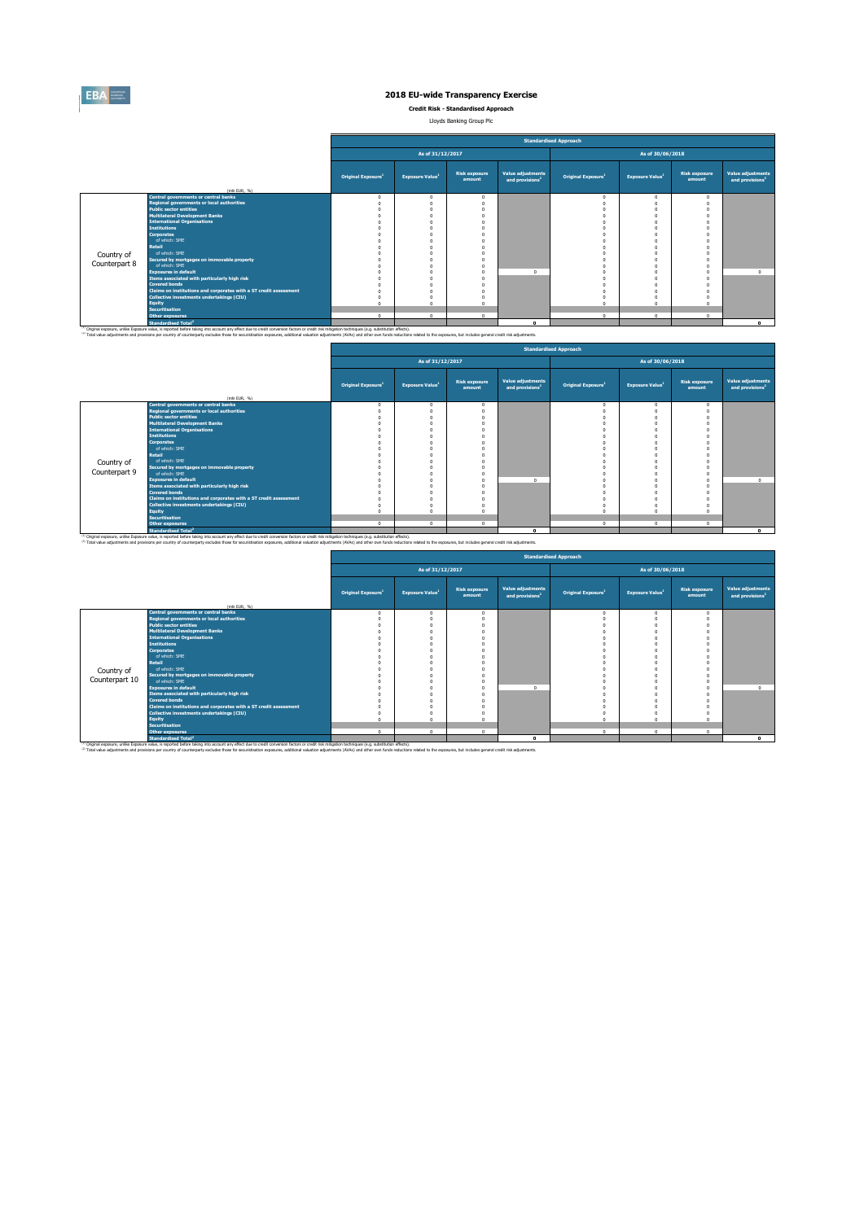# 2018 EU-wide Transparency Exercise

**Credit Risk - Standardised Approach**

Lloyds Banking Group Plc

| | (mln EUR, %) | Standardised Approach | | | | | | | |
|---|---|---|---|---|---|---|---|---|---|
| | | As of 31/12/2017 | | | | As of 30/06/2018 | | | |
| | | Original Exposure[1] | Exposure Value[1] | Risk exposure amount | Value adjustments and provisions[2] | Original Exposure[1] | Exposure Value[1] | Risk exposure amount | Value adjustments and provisions[2] |
| Country of Counterpart 8 | Central governments or central banks | 0 | 0 | 0 | | 0 | 0 | 0 | |
| | Regional governments or local authorities | 0 | 0 | 0 | | 0 | 0 | 0 | |
| | Public sector entities | 0 | 0 | 0 | | 0 | 0 | 0 | |
| | Multilateral Development Banks | 0 | 0 | 0 | | 0 | 0 | 0 | |
| | International Organisations | 0 | 0 | 0 | | 0 | 0 | 0 | |
| | Institutions | 0 | 0 | 0 | | 0 | 0 | 0 | |
| | Corporates | 0 | 0 | 0 | | 0 | 0 | 0 | |
| | of which: SME | 0 | 0 | 0 | | 0 | 0 | 0 | |
| | Retail | 0 | 0 | 0 | | 0 | 0 | 0 | |
| | of which: SME | 0 | 0 | 0 | | 0 | 0 | 0 | |
| | Secured by mortgages on immovable property | 0 | 0 | 0 | | 0 | 0 | 0 | |
| | of which: SME | 0 | 0 | 0 | | 0 | 0 | 0 | |
| | Exposures in default | 0 | 0 | 0 | 0 | 0 | 0 | 0 | 0 |
| | Items associated with particularly high risk | 0 | 0 | 0 | | 0 | 0 | 0 | |
| | Covered bonds | 0 | 0 | 0 | | 0 | 0 | 0 | |
| | Claims on institutions and corporates with a ST credit assessment | 0 | 0 | 0 | | 0 | 0 | 0 | |
| | Collective investments undertakings (CIU) | 0 | 0 | 0 | | 0 | 0 | 0 | |
| | Equity | 0 | 0 | 0 | | 0 | 0 | 0 | |
| | Securitisation | | | | | | | | |
| | Other exposures | 0 | 0 | 0 | | 0 | 0 | 0 | |
| | Standardised Total[2] | | | | 0 | | | | 0 |

[1] Original exposure, unlike Exposure value, is reported before taking into account any effect due to credit conversion factors or credit risk mitigation techniques (e.g. substitution effects).
[2] Total value adjustments and provisions per country of counterparty excludes those for securitisation exposures, additional valuation adjustments (AVAs) and other own funds reductions related to the exposures, but includes general credit risk adjustments.

| | (mln EUR, %) | Standardised Approach | | | | | | | |
|---|---|---|---|---|---|---|---|---|---|
| | | As of 31/12/2017 | | | | As of 30/06/2018 | | | |
| | | Original Exposure[1] | Exposure Value[1] | Risk exposure amount | Value adjustments and provisions[2] | Original Exposure[1] | Exposure Value[1] | Risk exposure amount | Value adjustments and provisions[2] |
| Country of Counterpart 9 | Central governments or central banks | 0 | 0 | 0 | | 0 | 0 | 0 | |
| | Regional governments or local authorities | 0 | 0 | 0 | | 0 | 0 | 0 | |
| | Public sector entities | 0 | 0 | 0 | | 0 | 0 | 0 | |
| | Multilateral Development Banks | 0 | 0 | 0 | | 0 | 0 | 0 | |
| | International Organisations | 0 | 0 | 0 | | 0 | 0 | 0 | |
| | Institutions | 0 | 0 | 0 | | 0 | 0 | 0 | |
| | Corporates | 0 | 0 | 0 | | 0 | 0 | 0 | |
| | of which: SME | 0 | 0 | 0 | | 0 | 0 | 0 | |
| | Retail | 0 | 0 | 0 | | 0 | 0 | 0 | |
| | of which: SME | 0 | 0 | 0 | | 0 | 0 | 0 | |
| | Secured by mortgages on immovable property | 0 | 0 | 0 | | 0 | 0 | 0 | |
| | of which: SME | 0 | 0 | 0 | | 0 | 0 | 0 | |
| | Exposures in default | 0 | 0 | 0 | 0 | 0 | 0 | 0 | 0 |
| | Items associated with particularly high risk | 0 | 0 | 0 | | 0 | 0 | 0 | |
| | Covered bonds | 0 | 0 | 0 | | 0 | 0 | 0 | |
| | Claims on institutions and corporates with a ST credit assessment | 0 | 0 | 0 | | 0 | 0 | 0 | |
| | Collective investments undertakings (CIU) | 0 | 0 | 0 | | 0 | 0 | 0 | |
| | Equity | 0 | 0 | 0 | | 0 | 0 | 0 | |
| | Securitisation | | | | | | | | |
| | Other exposures | 0 | 0 | 0 | | 0 | 0 | 0 | |
| | Standardised Total[2] | | | | 0 | | | | 0 |

[1] Original exposure, unlike Exposure value, is reported before taking into account any effect due to credit conversion factors or credit risk mitigation techniques (e.g. substitution effects).
[2] Total value adjustments and provisions per country of counterparty excludes those for securitisation exposures, additional valuation adjustments (AVAs) and other own funds reductions related to the exposures, but includes general credit risk adjustments.

| | (mln EUR, %) | Standardised Approach | | | | | | | |
|---|---|---|---|---|---|---|---|---|---|
| | | As of 31/12/2017 | | | | As of 30/06/2018 | | | |
| | | Original Exposure[1] | Exposure Value[1] | Risk exposure amount | Value adjustments and provisions[2] | Original Exposure[1] | Exposure Value[1] | Risk exposure amount | Value adjustments and provisions[2] |
| Country of Counterpart 10 | Central governments or central banks | 0 | 0 | 0 | | 0 | 0 | 0 | |
| | Regional governments or local authorities | 0 | 0 | 0 | | 0 | 0 | 0 | |
| | Public sector entities | 0 | 0 | 0 | | 0 | 0 | 0 | |
| | Multilateral Development Banks | 0 | 0 | 0 | | 0 | 0 | 0 | |
| | International Organisations | 0 | 0 | 0 | | 0 | 0 | 0 | |
| | Institutions | 0 | 0 | 0 | | 0 | 0 | 0 | |
| | Corporates | 0 | 0 | 0 | | 0 | 0 | 0 | |
| | of which: SME | 0 | 0 | 0 | | 0 | 0 | 0 | |
| | Retail | 0 | 0 | 0 | | 0 | 0 | 0 | |
| | of which: SME | 0 | 0 | 0 | | 0 | 0 | 0 | |
| | Secured by mortgages on immovable property | 0 | 0 | 0 | | 0 | 0 | 0 | |
| | of which: SME | 0 | 0 | 0 | | 0 | 0 | 0 | |
| | Exposures in default | 0 | 0 | 0 | 0 | 0 | 0 | 0 | 0 |
| | Items associated with particularly high risk | 0 | 0 | 0 | | 0 | 0 | 0 | |
| | Covered bonds | 0 | 0 | 0 | | 0 | 0 | 0 | |
| | Claims on institutions and corporates with a ST credit assessment | 0 | 0 | 0 | | 0 | 0 | 0 | |
| | Collective investments undertakings (CIU) | 0 | 0 | 0 | | 0 | 0 | 0 | |
| | Equity | 0 | 0 | 0 | | 0 | 0 | 0 | |
| | Securitisation | | | | | | | | |
| | Other exposures | 0 | 0 | 0 | | 0 | 0 | 0 | |
| | Standardised Total[2] | | | | 0 | | | | 0 |

[1] Original exposure, unlike Exposure value, is reported before taking into account any effect due to credit conversion factors or credit risk mitigation techniques (e.g. substitution effects).
[2] Total value adjustments and provisions per country of counterparty excludes those for securitisation exposures, additional valuation adjustments (AVAs) and other own funds reductions related to the exposures, but includes general credit risk adjustments.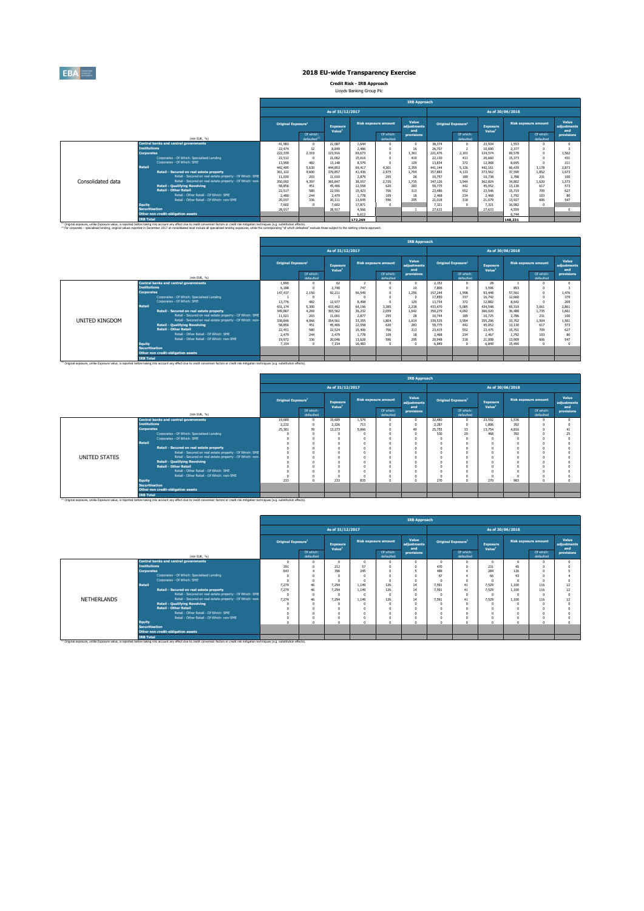# 2018 EU-wide Transparency Exercise

**Credit Risk - IRB Approach**

Lloyds Banking Group Plc

| Consolidated data (mln EUR, %) | As of 31/12/2017 Original Exposure[1] | Of which: defaulted[2] | Exposure Value[1] | Risk exposure amount | Of which: defaulted | Value adjustments and provisions | As of 30/06/2018 Original Exposure[1] | Of which: defaulted | Exposure Value[1] | Risk exposure amount | Of which: defaulted | Value adjustments and provisions |
|---|---|---|---|---|---|---|---|---|---|---|---|---|
| Central banks and central governments | 41,983 | 0 | 21,087 | 1,644 | 0 | 0 | 38,374 | 0 | 23,934 | 1,553 | 0 | 0 |
| Institutions | 22,474 | 32 | 8,849 | 2,486 | 0 | 16 | 26,707 | 2 | 10,690 | 2,377 | 0 | 3 |
| Corporates | 222,339 | 2,319 | 123,916 | 69,673 | 0 | 1,361 | 221,476 | 2,101 | 124,574 | 69,578 | 0 | 1,562 |
| Corporates - Of Which: Specialised Lending | 22,512 | 0 | 21,062 | 15,616 | 0 | 419 | 22,130 | 411 | 20,660 | 15,373 | 0 | 431 |
| Corporates - Of Which: SME | 13,990 | 482 | 13,148 | 8,579 | 0 | 129 | 13,834 | 372 | 12,968 | 8,695 | 0 | 211 |
| Retail | 442,495 | 5,630 | 444,853 | 69,417 | 4,301 | 2,359 | 441,144 | 5,126 | 442,161 | 66,439 | 3,178 | 2,873 |
| Retail - Secured on real estate property | 361,122 | 4,600 | 376,857 | 41,436 | 2,975 | 1,764 | 357,883 | 4,133 | 373,562 | 37,590 | 1,852 | 1,673 |
| Retail - Secured on real estate property - Of Which: SME | 11,030 | 203 | 11,010 | 2,879 | 255 | 28 | 10,757 | 189 | 10,738 | 2,788 | 231 | 100 |
| Retail - Secured on real estate property - Of Which: non-SME | 350,092 | 4,397 | 365,847 | 38,557 | 2,720 | 1,735 | 347,126 | 3,944 | 362,824 | 34,802 | 1,620 | 1,573 |
| Retail - Qualifying Revolving | 58,856 | 451 | 45,406 | 12,558 | 620 | 283 | 59,775 | 442 | 45,052 | 13,130 | 617 | 573 |
| Retail - Other Retail | 22,517 | 580 | 22,591 | 15,423 | 706 | 313 | 23,486 | 552 | 23,546 | 15,719 | 709 | 627 |
| Retail - Other Retail - Of Which: SME | 2,480 | 244 | 2,479 | 1,778 | 109 | 18 | 2,468 | 234 | 2,468 | 1,792 | 103 | 80 |
| Retail - Other Retail - Of Which: non-SME | 20,037 | 336 | 20,111 | 13,645 | 596 | 295 | 21,018 | 318 | 21,079 | 13,927 | 606 | 547 |
| Equity | 7,602 | 0 | 7,602 | 17,871 | 0 | | 7,321 | 0 | 7,321 | 16,982 | 0 | |
| Securitisation | 28,917 | | 28,917 | 4,566 | | 1 | 27,633 | | 27,633 | 4,559 | | 0 |
| Other non credit-obligation assets | | | | 6,612 | | | | | | 6,744 | | |
| IRB Total | | | | 172,269 | | | | | | 168,231 | | |

[1] Original exposure, unlike Exposure value, is reported before taking into account any effect due to credit conversion factors or credit risk mitigation techniques (e.g. substitution effects).
[2] For corporate – specialised lending, original values reported in December 2017 at consolidated level include all specialised lending exposures, while the corresponding "of which defaulted" exclude those subject to the slotting criteria approach.

| UNITED KINGDOM (mln EUR, %) | As of 31/12/2017 Original Exposure[1] | Of which: defaulted | Exposure Value[1] | Risk exposure amount | Of which: defaulted | Value adjustments and provisions | As of 30/06/2018 Original Exposure[1] | Of which: defaulted | Exposure Value[1] | Risk exposure amount | Of which: defaulted | Value adjustments and provisions |
|---|---|---|---|---|---|---|---|---|---|---|---|---|
| Central banks and central governments | 1,890 | 0 | 62 | 2 | 0 | 0 | 2,152 | 0 | 28 | 1 | 0 | 0 |
| Institutions | 6,188 | 0 | 2,740 | 747 | 0 | 10 | 7,806 | 0 | 3,596 | 853 | 0 | 3 |
| Corporates | 147,437 | 2,150 | 92,211 | 56,549 | 0 | 1,256 | 157,244 | 1,998 | 93,448 | 57,561 | 0 | 1,476 |
| Corporates - Of Which: Specialised Lending | 1 | 0 | 1 | 0 | 0 | 0 | 17,850 | 337 | 16,742 | 12,660 | 0 | 379 |
| Corporates - Of Which: SME | 13,776 | 482 | 12,977 | 8,498 | 0 | 129 | 13,734 | 372 | 12,882 | 8,642 | 0 | 209 |
| Retail | 431,174 | 5,300 | 433,492 | 64,196 | 3,385 | 2,238 | 433,470 | 5,085 | 434,548 | 65,319 | 3,061 | 2,861 |
| Retail - Secured on real estate property | 349,867 | 4,269 | 365,562 | 36,232 | 2,059 | 1,642 | 350,279 | 4,092 | 366,020 | 36,488 | 1,735 | 1,661 |
| Retail - Secured on real estate property - Of Which: SME | 11,021 | 203 | 11,001 | 2,877 | 255 | 28 | 10,744 | 189 | 10,725 | 2,786 | 231 | 100 |
| Retail - Secured on real estate property - Of Which: non-SME | 338,846 | 4,066 | 354,561 | 33,355 | 1,804 | 1,614 | 339,535 | 3,904 | 355,296 | 33,702 | 1,504 | 1,561 |
| Retail - Qualifying Revolving | 58,856 | 451 | 45,406 | 12,558 | 620 | 283 | 59,775 | 442 | 45,052 | 13,130 | 617 | 573 |
| Retail - Other Retail | 22,451 | 580 | 22,524 | 15,406 | 706 | 313 | 23,415 | 552 | 23,475 | 15,701 | 709 | 627 |
| Retail - Other Retail - Of Which: SME | 2,479 | 244 | 2,479 | 1,778 | 109 | 18 | 2,468 | 234 | 2,467 | 1,792 | 103 | 80 |
| Retail - Other Retail - Of Which: non-SME | 19,972 | 336 | 20,046 | 13,628 | 596 | 295 | 20,948 | 318 | 21,008 | 13,909 | 606 | 547 |
| Equity | 7,154 | 0 | 7,154 | 16,483 | 0 | 0 | 6,849 | 0 | 6,849 | 15,490 | 0 | 0 |
| Securitisation | | | | | | | | | | | | |
| Other non credit-obligation assets | | | | | | | | | | | | |
| IRB Total | | | | | | | | | | | | |

[1] Original exposure, unlike Exposure value, is reported before taking into account any effect due to credit conversion factors or credit risk mitigation techniques (e.g. substitution effects).

| UNITED STATES (mln EUR, %) | As of 31/12/2017 Original Exposure[1] | Of which: defaulted | Exposure Value[1] | Risk exposure amount | Of which: defaulted | Value adjustments and provisions | As of 30/06/2018 Original Exposure[1] | Of which: defaulted | Exposure Value[1] | Risk exposure amount | Of which: defaulted | Value adjustments and provisions |
|---|---|---|---|---|---|---|---|---|---|---|---|---|
| Central banks and central governments | 19,689 | 0 | 19,689 | 1,579 | 0 | 0 | 32,480 | 0 | 23,592 | 1,536 | 0 | 0 |
| Institutions | 2,232 | 0 | 2,326 | 713 | 0 | 0 | 2,287 | 0 | 1,806 | 392 | 0 | 0 |
| Corporates | 25,381 | 78 | 13,273 | 5,066 | 0 | 49 | 25,755 | 33 | 13,754 | 4,816 | 0 | 41 |
| Corporates - Of Which: Specialised Lending | 0 | 0 | 0 | 0 | 0 | 0 | 530 | 20 | 468 | 392 | 0 | 25 |
| Corporates - Of Which: SME | 0 | 0 | 0 | 0 | 0 | 0 | 0 | 0 | 0 | 0 | 0 | 0 |
| Retail | 0 | 0 | 0 | 0 | 0 | 0 | 0 | 0 | 0 | 0 | 0 | 0 |
| Retail - Secured on real estate property | 0 | 0 | 0 | 0 | 0 | 0 | 0 | 0 | 0 | 0 | 0 | 0 |
| Retail - Secured on real estate property - Of Which: SME | 0 | 0 | 0 | 0 | 0 | 0 | 0 | 0 | 0 | 0 | 0 | 0 |
| Retail - Secured on real estate property - Of Which: non-SME | 0 | 0 | 0 | 0 | 0 | 0 | 0 | 0 | 0 | 0 | 0 | 0 |
| Retail - Qualifying Revolving | 0 | 0 | 0 | 0 | 0 | 0 | 0 | 0 | 0 | 0 | 0 | 0 |
| Retail - Other Retail | 0 | 0 | 0 | 0 | 0 | 0 | 0 | 0 | 0 | 0 | 0 | 0 |
| Retail - Other Retail - Of Which: SME | 0 | 0 | 0 | 0 | 0 | 0 | 0 | 0 | 0 | 0 | 0 | 0 |
| Retail - Other Retail - Of Which: non-SME | 0 | 0 | 0 | 0 | 0 | 0 | 0 | 0 | 0 | 0 | 0 | 0 |
| Equity | 233 | 0 | 233 | 835 | 0 | 0 | 270 | 0 | 270 | 983 | 0 | 0 |
| Securitisation | | | | | | | | | | | | |
| Other non credit-obligation assets | | | | | | | | | | | | |
| IRB Total | | | | | | | | | | | | |

[1] Original exposure, unlike Exposure value, is reported before taking into account any effect due to credit conversion factors or credit risk mitigation techniques (e.g. substitution effects).

| NETHERLANDS (mln EUR, %) | As of 31/12/2017 Original Exposure[1] | Of which: defaulted | Exposure Value[1] | Risk exposure amount | Of which: defaulted | Value adjustments and provisions | As of 30/06/2018 Original Exposure[1] | Of which: defaulted | Exposure Value[1] | Risk exposure amount | Of which: defaulted | Value adjustments and provisions |
|---|---|---|---|---|---|---|---|---|---|---|---|---|
| Central banks and central governments | 0 | 0 | 0 | 0 | 0 | 0 | 0 | 0 | 0 | 0 | 0 | 0 |
| Institutions | 391 | 0 | 212 | 57 | 0 | 0 | 470 | 0 | 231 | 45 | 0 | 0 |
| Corporates | 643 | 4 | 396 | 245 | 0 | 5 | 489 | 4 | 284 | 126 | 0 | 5 |
| Corporates - Of Which: Specialised Lending | 0 | 0 | 0 | 0 | 0 | 0 | 67 | 4 | 66 | 43 | 0 | 4 |
| Corporates - Of Which: SME | 0 | 0 | 0 | 0 | 0 | 0 | 0 | 0 | 0 | 0 | 0 | 0 |
| Retail | 7,274 | 46 | 7,294 | 1,149 | 126 | 14 | 7,591 | 41 | 7,529 | 1,100 | 116 | 12 |
| Retail - Secured on real estate property | 7,274 | 46 | 7,294 | 1,149 | 126 | 14 | 7,591 | 41 | 7,529 | 1,100 | 116 | 12 |
| Retail - Secured on real estate property - Of Which: SME | 0 | 0 | 0 | 0 | 0 | 0 | 0 | 0 | 0 | 0 | 0 | 0 |
| Retail - Secured on real estate property - Of Which: non-SME | 7,274 | 46 | 7,294 | 1,149 | 126 | 14 | 7,591 | 41 | 7,529 | 1,100 | 116 | 12 |
| Retail - Qualifying Revolving | 0 | 0 | 0 | 0 | 0 | 0 | 0 | 0 | 0 | 0 | 0 | 0 |
| Retail - Other Retail | 0 | 0 | 0 | 0 | 0 | 0 | 0 | 0 | 0 | 0 | 0 | 0 |
| Retail - Other Retail - Of Which: SME | 0 | 0 | 0 | 0 | 0 | 0 | 0 | 0 | 0 | 0 | 0 | 0 |
| Retail - Other Retail - Of Which: non-SME | 0 | 0 | 0 | 0 | 0 | 0 | 0 | 0 | 0 | 0 | 0 | 0 |
| Equity | 0 | 0 | 0 | 0 | 0 | 0 | 0 | 0 | 0 | 0 | 0 | 0 |
| Securitisation | | | | | | | | | | | | |
| Other non credit-obligation assets | | | | | | | | | | | | |
| IRB Total | | | | | | | | | | | | |

[1] Original exposure, unlike Exposure value, is reported before taking into account any effect due to credit conversion factors or credit risk mitigation techniques (e.g. substitution effects).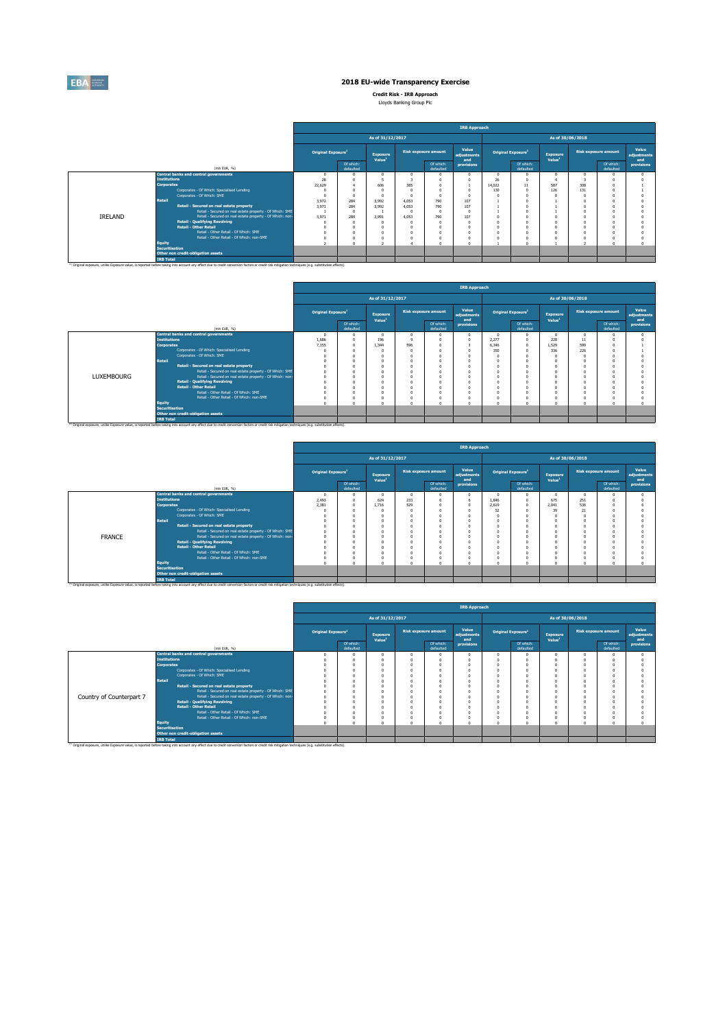# 2018 EU-wide Transparency Exercise

**Credit Risk - IRB Approach**

Lloyds Banking Group Plc

| | | IRB Approach | | | | | | | | | | | |
|---|---|---|---|---|---|---|---|---|---|---|---|---|---|
| | | As of 31/12/2017 | | | | | | As of 30/06/2018 | | | | | |
| | | Original Exposure[1] | | Exposure Value[1] | Risk exposure amount | | Value adjustments and provisions | Original Exposure[1] | | Exposure Value[1] | Risk exposure amount | | Value adjustments and provisions |
| | (mln EUR, %) | | Of which: defaulted | | | Of which: defaulted | | | Of which: defaulted | | | Of which: defaulted | |
| IRELAND | Central banks and central governments | 0 | 0 | 0 | 0 | 0 | 0 | 0 | 0 | 0 | 0 | 0 | 0 |
| | Institutions | 28 | 0 | 5 | 3 | 0 | 0 | 26 | 0 | 4 | 3 | 0 | 0 |
| | Corporates | 22,629 | 4 | 606 | 385 | 0 | 1 | 14,022 | 11 | 587 | 308 | 0 | 1 |
| | Corporates - Of Which: Specialised Lending | 0 | 0 | 0 | 0 | 0 | 0 | 130 | 0 | 126 | 131 | 0 | 1 |
| | Corporates - Of Which: SME | 0 | 0 | 0 | 0 | 0 | 0 | 0 | 0 | 0 | 0 | 0 | 0 |
| | Retail | 3,972 | 284 | 3,992 | 4,053 | 790 | 107 | 1 | 0 | 1 | 0 | 0 | 0 |
| | Retail - Secured on real estate property | 3,971 | 284 | 3,992 | 4,053 | 790 | 107 | 1 | 0 | 1 | 0 | 0 | 0 |
| | Retail - Secured on real estate property - Of Which: SME | 1 | 0 | 1 | 0 | 0 | 0 | 1 | 0 | 1 | 0 | 0 | 0 |
| | Retail - Secured on real estate property - Of Which: non-SME | 3,971 | 284 | 3,991 | 4,053 | 790 | 107 | 0 | 0 | 0 | 0 | 0 | 0 |
| | Retail - Qualifying Revolving | 0 | 0 | 0 | 0 | 0 | 0 | 0 | 0 | 0 | 0 | 0 | 0 |
| | Retail - Other Retail | 0 | 0 | 0 | 0 | 0 | 0 | 0 | 0 | 0 | 0 | 0 | 0 |
| | Retail - Other Retail - Of Which: SME | 0 | 0 | 0 | 0 | 0 | 0 | 0 | 0 | 0 | 0 | 0 | 0 |
| | Retail - Other Retail - Of Which: non-SME | 0 | 0 | 0 | 0 | 0 | 0 | 0 | 0 | 0 | 0 | 0 | 0 |
| | Equity | 2 | 0 | 2 | 4 | 0 | 0 | 1 | 0 | 1 | 2 | 0 | 0 |
| | Securitisation | | | | | | | | | | | | |
| | Other non credit-obligation assets | | | | | | | | | | | | |
| | IRB Total | | | | | | | | | | | | |

[1] Original exposure, unlike Exposure value, is reported before taking into account any effect due to credit conversion factors or credit risk mitigation techniques (e.g. substitution effects).

| | | IRB Approach | | | | | | | | | | | |
|---|---|---|---|---|---|---|---|---|---|---|---|---|---|
| | | As of 31/12/2017 | | | | | | As of 30/06/2018 | | | | | |
| | | Original Exposure[1] | | Exposure Value[1] | Risk exposure amount | | Value adjustments and provisions | Original Exposure[1] | | Exposure Value[1] | Risk exposure amount | | Value adjustments and provisions |
| | (mln EUR, %) | | Of which: defaulted | | | Of which: defaulted | | | Of which: defaulted | | | Of which: defaulted | |
| LUXEMBOURG | Central banks and central governments | 0 | 0 | 0 | 0 | 0 | 0 | 0 | 0 | 0 | 0 | 0 | 0 |
| | Institutions | 1,686 | 0 | 196 | 9 | 0 | 0 | 2,277 | 0 | 228 | 11 | 0 | 0 |
| | Corporates | 7,155 | 0 | 1,344 | 596 | 0 | 1 | 6,346 | 0 | 1,529 | 599 | 0 | 1 |
| | Corporates - Of Which: Specialised Lending | 0 | 0 | 0 | 0 | 0 | 0 | 350 | 0 | 336 | 226 | 0 | 1 |
| | Corporates - Of Which: SME | 0 | 0 | 0 | 0 | 0 | 0 | 0 | 0 | 0 | 0 | 0 | 0 |
| | Retail | 0 | 0 | 0 | 0 | 0 | 0 | 0 | 0 | 0 | 0 | 0 | 0 |
| | Retail - Secured on real estate property | 0 | 0 | 0 | 0 | 0 | 0 | 0 | 0 | 0 | 0 | 0 | 0 |
| | Retail - Secured on real estate property - Of Which: SME | 0 | 0 | 0 | 0 | 0 | 0 | 0 | 0 | 0 | 0 | 0 | 0 |
| | Retail - Secured on real estate property - Of Which: non-SME | 0 | 0 | 0 | 0 | 0 | 0 | 0 | 0 | 0 | 0 | 0 | 0 |
| | Retail - Qualifying Revolving | 0 | 0 | 0 | 0 | 0 | 0 | 0 | 0 | 0 | 0 | 0 | 0 |
| | Retail - Other Retail | 0 | 0 | 0 | 0 | 0 | 0 | 0 | 0 | 0 | 0 | 0 | 0 |
| | Retail - Other Retail - Of Which: SME | 0 | 0 | 0 | 0 | 0 | 0 | 0 | 0 | 0 | 0 | 0 | 0 |
| | Retail - Other Retail - Of Which: non-SME | 0 | 0 | 0 | 0 | 0 | 0 | 0 | 0 | 0 | 0 | 0 | 0 |
| | Equity | 0 | 0 | 0 | 0 | 0 | 0 | 0 | 0 | 0 | 0 | 0 | 0 |
| | Securitisation | | | | | | | | | | | | |
| | Other non credit-obligation assets | | | | | | | | | | | | |
| | IRB Total | | | | | | | | | | | | |

[1] Original exposure, unlike Exposure value, is reported before taking into account any effect due to credit conversion factors or credit risk mitigation techniques (e.g. substitution effects).

| | | IRB Approach | | | | | | | | | | | |
|---|---|---|---|---|---|---|---|---|---|---|---|---|---|
| | | As of 31/12/2017 | | | | | | As of 30/06/2018 | | | | | |
| | | Original Exposure[1] | | Exposure Value[1] | Risk exposure amount | | Value adjustments and provisions | Original Exposure[1] | | Exposure Value[1] | Risk exposure amount | | Value adjustments and provisions |
| | (mln EUR, %) | | Of which: defaulted | | | Of which: defaulted | | | Of which: defaulted | | | Of which: defaulted | |
| FRANCE | Central banks and central governments | 0 | 0 | 0 | 0 | 0 | 0 | 0 | 0 | 0 | 0 | 0 | 0 |
| | Institutions | 2,493 | 0 | 624 | 233 | 0 | 6 | 1,846 | 0 | 675 | 251 | 0 | 0 |
| | Corporates | 2,381 | 0 | 1,716 | 529 | 0 | 0 | 2,619 | 0 | 2,041 | 536 | 0 | 6 |
| | Corporates - Of Which: Specialised Lending | 0 | 0 | 0 | 0 | 0 | 0 | 52 | 0 | 39 | 21 | 0 | 0 |
| | Corporates - Of Which: SME | 0 | 0 | 0 | 0 | 0 | 0 | 0 | 0 | 0 | 0 | 0 | 0 |
| | Retail | 0 | 0 | 0 | 0 | 0 | 0 | 0 | 0 | 0 | 0 | 0 | 0 |
| | Retail - Secured on real estate property | 0 | 0 | 0 | 0 | 0 | 0 | 0 | 0 | 0 | 0 | 0 | 0 |
| | Retail - Secured on real estate property - Of Which: SME | 0 | 0 | 0 | 0 | 0 | 0 | 0 | 0 | 0 | 0 | 0 | 0 |
| | Retail - Secured on real estate property - Of Which: non-SME | 0 | 0 | 0 | 0 | 0 | 0 | 0 | 0 | 0 | 0 | 0 | 0 |
| | Retail - Qualifying Revolving | 0 | 0 | 0 | 0 | 0 | 0 | 0 | 0 | 0 | 0 | 0 | 0 |
| | Retail - Other Retail | 0 | 0 | 0 | 0 | 0 | 0 | 0 | 0 | 0 | 0 | 0 | 0 |
| | Retail - Other Retail - Of Which: SME | 0 | 0 | 0 | 0 | 0 | 0 | 0 | 0 | 0 | 0 | 0 | 0 |
| | Retail - Other Retail - Of Which: non-SME | 0 | 0 | 0 | 0 | 0 | 0 | 0 | 0 | 0 | 0 | 0 | 0 |
| | Equity | 0 | 0 | 0 | 0 | 0 | 0 | 0 | 0 | 0 | 0 | 0 | 0 |
| | Securitisation | | | | | | | | | | | | |
| | Other non credit-obligation assets | | | | | | | | | | | | |
| | IRB Total | | | | | | | | | | | | |

[1] Original exposure, unlike Exposure value, is reported before taking into account any effect due to credit conversion factors or credit risk mitigation techniques (e.g. substitution effects).

| | | IRB Approach | | | | | | | | | | | |
|---|---|---|---|---|---|---|---|---|---|---|---|---|---|
| | | As of 31/12/2017 | | | | | | As of 30/06/2018 | | | | | |
| | | Original Exposure[1] | | Exposure Value[1] | Risk exposure amount | | Value adjustments and provisions | Original Exposure[1] | | Exposure Value[1] | Risk exposure amount | | Value adjustments and provisions |
| | (mln EUR, %) | | Of which: defaulted | | | Of which: defaulted | | | Of which: defaulted | | | Of which: defaulted | |
| Country of Counterpart 7 | Central banks and central governments | 0 | 0 | 0 | 0 | 0 | 0 | 0 | 0 | 0 | 0 | 0 | 0 |
| | Institutions | 0 | 0 | 0 | 0 | 0 | 0 | 0 | 0 | 0 | 0 | 0 | 0 |
| | Corporates | 0 | 0 | 0 | 0 | 0 | 0 | 0 | 0 | 0 | 0 | 0 | 0 |
| | Corporates - Of Which: Specialised Lending | 0 | 0 | 0 | 0 | 0 | 0 | 0 | 0 | 0 | 0 | 0 | 0 |
| | Corporates - Of Which: SME | 0 | 0 | 0 | 0 | 0 | 0 | 0 | 0 | 0 | 0 | 0 | 0 |
| | Retail | 0 | 0 | 0 | 0 | 0 | 0 | 0 | 0 | 0 | 0 | 0 | 0 |
| | Retail - Secured on real estate property | 0 | 0 | 0 | 0 | 0 | 0 | 0 | 0 | 0 | 0 | 0 | 0 |
| | Retail - Secured on real estate property - Of Which: SME | 0 | 0 | 0 | 0 | 0 | 0 | 0 | 0 | 0 | 0 | 0 | 0 |
| | Retail - Secured on real estate property - Of Which: non-SME | 0 | 0 | 0 | 0 | 0 | 0 | 0 | 0 | 0 | 0 | 0 | 0 |
| | Retail - Qualifying Revolving | 0 | 0 | 0 | 0 | 0 | 0 | 0 | 0 | 0 | 0 | 0 | 0 |
| | Retail - Other Retail | 0 | 0 | 0 | 0 | 0 | 0 | 0 | 0 | 0 | 0 | 0 | 0 |
| | Retail - Other Retail - Of Which: SME | 0 | 0 | 0 | 0 | 0 | 0 | 0 | 0 | 0 | 0 | 0 | 0 |
| | Retail - Other Retail - Of Which: non-SME | 0 | 0 | 0 | 0 | 0 | 0 | 0 | 0 | 0 | 0 | 0 | 0 |
| | Equity | 0 | 0 | 0 | 0 | 0 | 0 | 0 | 0 | 0 | 0 | 0 | 0 |
| | Securitisation | | | | | | | | | | | | |
| | Other non credit-obligation assets | | | | | | | | | | | | |
| | IRB Total | | | | | | | | | | | | |

[1] Original exposure, unlike Exposure value, is reported before taking into account any effect due to credit conversion factors or credit risk mitigation techniques (e.g. substitution effects).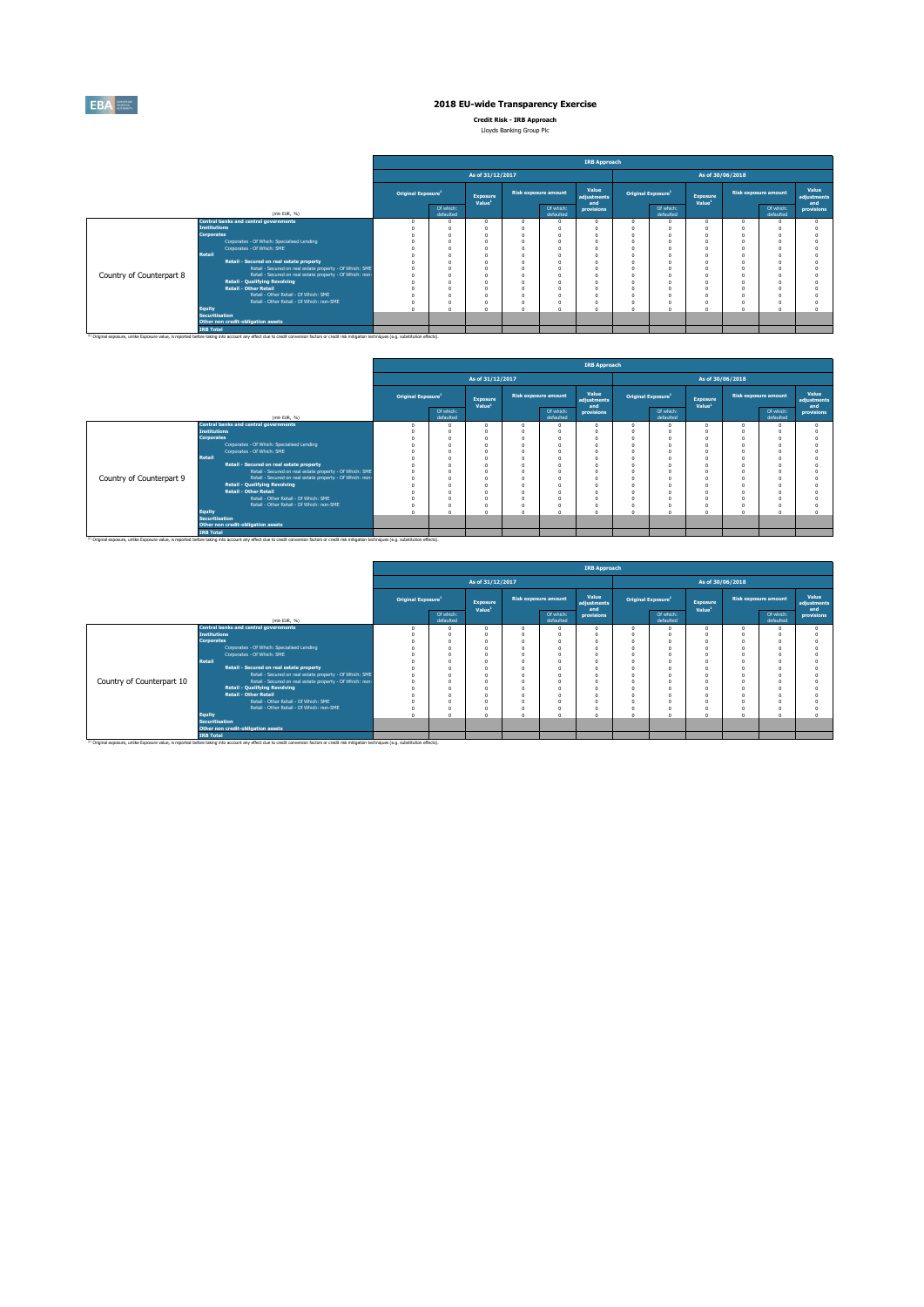# 2018 EU-wide Transparency Exercise

**Credit Risk - IRB Approach**

Lloyds Banking Group Plc

| | (mln EUR, %) | IRB Approach | | | | | | | | | | | |
|---|---|---|---|---|---|---|---|---|---|---|---|---|---|
| | | As of 31/12/2017 | | | | | | As of 30/06/2018 | | | | | |
| | | Original Exposure[1] | | Exposure Value[1] | Risk exposure amount | | Value adjustments and provisions | Original Exposure[1] | | Exposure Value[1] | Risk exposure amount | | Value adjustments and provisions |
| | | | Of which: defaulted | | | Of which: defaulted | | | Of which: defaulted | | | Of which: defaulted | |
| Country of Counterpart 8 | Central banks and central governments | 0 | 0 | 0 | 0 | 0 | 0 | 0 | 0 | 0 | 0 | 0 | 0 |
| | Institutions | 0 | 0 | 0 | 0 | 0 | 0 | 0 | 0 | 0 | 0 | 0 | 0 |
| | Corporates | 0 | 0 | 0 | 0 | 0 | 0 | 0 | 0 | 0 | 0 | 0 | 0 |
| | Corporates - Of Which: Specialised Lending | 0 | 0 | 0 | 0 | 0 | 0 | 0 | 0 | 0 | 0 | 0 | 0 |
| | Corporates - Of Which: SME | 0 | 0 | 0 | 0 | 0 | 0 | 0 | 0 | 0 | 0 | 0 | 0 |
| | Retail | 0 | 0 | 0 | 0 | 0 | 0 | 0 | 0 | 0 | 0 | 0 | 0 |
| | Retail - Secured on real estate property | 0 | 0 | 0 | 0 | 0 | 0 | 0 | 0 | 0 | 0 | 0 | 0 |
| | Retail - Secured on real estate property - Of Which: SME | 0 | 0 | 0 | 0 | 0 | 0 | 0 | 0 | 0 | 0 | 0 | 0 |
| | Retail - Secured on real estate property - Of Which: non-SME | 0 | 0 | 0 | 0 | 0 | 0 | 0 | 0 | 0 | 0 | 0 | 0 |
| | Retail - Qualifying Revolving | 0 | 0 | 0 | 0 | 0 | 0 | 0 | 0 | 0 | 0 | 0 | 0 |
| | Retail - Other Retail | 0 | 0 | 0 | 0 | 0 | 0 | 0 | 0 | 0 | 0 | 0 | 0 |
| | Retail - Other Retail - Of Which: SME | 0 | 0 | 0 | 0 | 0 | 0 | 0 | 0 | 0 | 0 | 0 | 0 |
| | Retail - Other Retail - Of Which: non-SME | 0 | 0 | 0 | 0 | 0 | 0 | 0 | 0 | 0 | 0 | 0 | 0 |
| | Equity | 0 | 0 | 0 | 0 | 0 | 0 | 0 | 0 | 0 | 0 | 0 | 0 |
| | Securitisation | | | | | | | | | | | | |
| | Other non credit-obligation assets | | | | | | | | | | | | |
| | IRB Total | | | | | | | | | | | | |

[1] Original exposure, unlike Exposure value, is reported before taking into account any effect due to credit conversion factors or credit risk mitigation techniques (e.g. substitution effects).

| | (mln EUR, %) | IRB Approach | | | | | | | | | | | |
|---|---|---|---|---|---|---|---|---|---|---|---|---|---|
| | | As of 31/12/2017 | | | | | | As of 30/06/2018 | | | | | |
| | | Original Exposure[1] | | Exposure Value[1] | Risk exposure amount | | Value adjustments and provisions | Original Exposure[1] | | Exposure Value[1] | Risk exposure amount | | Value adjustments and provisions |
| | | | Of which: defaulted | | | Of which: defaulted | | | Of which: defaulted | | | Of which: defaulted | |
| Country of Counterpart 9 | Central banks and central governments | 0 | 0 | 0 | 0 | 0 | 0 | 0 | 0 | 0 | 0 | 0 | 0 |
| | Institutions | 0 | 0 | 0 | 0 | 0 | 0 | 0 | 0 | 0 | 0 | 0 | 0 |
| | Corporates | 0 | 0 | 0 | 0 | 0 | 0 | 0 | 0 | 0 | 0 | 0 | 0 |
| | Corporates - Of Which: Specialised Lending | 0 | 0 | 0 | 0 | 0 | 0 | 0 | 0 | 0 | 0 | 0 | 0 |
| | Corporates - Of Which: SME | 0 | 0 | 0 | 0 | 0 | 0 | 0 | 0 | 0 | 0 | 0 | 0 |
| | Retail | 0 | 0 | 0 | 0 | 0 | 0 | 0 | 0 | 0 | 0 | 0 | 0 |
| | Retail - Secured on real estate property | 0 | 0 | 0 | 0 | 0 | 0 | 0 | 0 | 0 | 0 | 0 | 0 |
| | Retail - Secured on real estate property - Of Which: SME | 0 | 0 | 0 | 0 | 0 | 0 | 0 | 0 | 0 | 0 | 0 | 0 |
| | Retail - Secured on real estate property - Of Which: non-SME | 0 | 0 | 0 | 0 | 0 | 0 | 0 | 0 | 0 | 0 | 0 | 0 |
| | Retail - Qualifying Revolving | 0 | 0 | 0 | 0 | 0 | 0 | 0 | 0 | 0 | 0 | 0 | 0 |
| | Retail - Other Retail | 0 | 0 | 0 | 0 | 0 | 0 | 0 | 0 | 0 | 0 | 0 | 0 |
| | Retail - Other Retail - Of Which: SME | 0 | 0 | 0 | 0 | 0 | 0 | 0 | 0 | 0 | 0 | 0 | 0 |
| | Retail - Other Retail - Of Which: non-SME | 0 | 0 | 0 | 0 | 0 | 0 | 0 | 0 | 0 | 0 | 0 | 0 |
| | Equity | 0 | 0 | 0 | 0 | 0 | 0 | 0 | 0 | 0 | 0 | 0 | 0 |
| | Securitisation | | | | | | | | | | | | |
| | Other non credit-obligation assets | | | | | | | | | | | | |
| | IRB Total | | | | | | | | | | | | |

[1] Original exposure, unlike Exposure value, is reported before taking into account any effect due to credit conversion factors or credit risk mitigation techniques (e.g. substitution effects).

| | (mln EUR, %) | IRB Approach | | | | | | | | | | | |
|---|---|---|---|---|---|---|---|---|---|---|---|---|---|
| | | As of 31/12/2017 | | | | | | As of 30/06/2018 | | | | | |
| | | Original Exposure[1] | | Exposure Value[1] | Risk exposure amount | | Value adjustments and provisions | Original Exposure[1] | | Exposure Value[1] | Risk exposure amount | | Value adjustments and provisions |
| | | | Of which: defaulted | | | Of which: defaulted | | | Of which: defaulted | | | Of which: defaulted | |
| Country of Counterpart 10 | Central banks and central governments | 0 | 0 | 0 | 0 | 0 | 0 | 0 | 0 | 0 | 0 | 0 | 0 |
| | Institutions | 0 | 0 | 0 | 0 | 0 | 0 | 0 | 0 | 0 | 0 | 0 | 0 |
| | Corporates | 0 | 0 | 0 | 0 | 0 | 0 | 0 | 0 | 0 | 0 | 0 | 0 |
| | Corporates - Of Which: Specialised Lending | 0 | 0 | 0 | 0 | 0 | 0 | 0 | 0 | 0 | 0 | 0 | 0 |
| | Corporates - Of Which: SME | 0 | 0 | 0 | 0 | 0 | 0 | 0 | 0 | 0 | 0 | 0 | 0 |
| | Retail | 0 | 0 | 0 | 0 | 0 | 0 | 0 | 0 | 0 | 0 | 0 | 0 |
| | Retail - Secured on real estate property | 0 | 0 | 0 | 0 | 0 | 0 | 0 | 0 | 0 | 0 | 0 | 0 |
| | Retail - Secured on real estate property - Of Which: SME | 0 | 0 | 0 | 0 | 0 | 0 | 0 | 0 | 0 | 0 | 0 | 0 |
| | Retail - Secured on real estate property - Of Which: non-SME | 0 | 0 | 0 | 0 | 0 | 0 | 0 | 0 | 0 | 0 | 0 | 0 |
| | Retail - Qualifying Revolving | 0 | 0 | 0 | 0 | 0 | 0 | 0 | 0 | 0 | 0 | 0 | 0 |
| | Retail - Other Retail | 0 | 0 | 0 | 0 | 0 | 0 | 0 | 0 | 0 | 0 | 0 | 0 |
| | Retail - Other Retail - Of Which: SME | 0 | 0 | 0 | 0 | 0 | 0 | 0 | 0 | 0 | 0 | 0 | 0 |
| | Retail - Other Retail - Of Which: non-SME | 0 | 0 | 0 | 0 | 0 | 0 | 0 | 0 | 0 | 0 | 0 | 0 |
| | Equity | 0 | 0 | 0 | 0 | 0 | 0 | 0 | 0 | 0 | 0 | 0 | 0 |
| | Securitisation | | | | | | | | | | | | |
| | Other non credit-obligation assets | | | | | | | | | | | | |
| | IRB Total | | | | | | | | | | | | |

[1] Original exposure, unlike Exposure value, is reported before taking into account any effect due to credit conversion factors or credit risk mitigation techniques (e.g. substitution effects).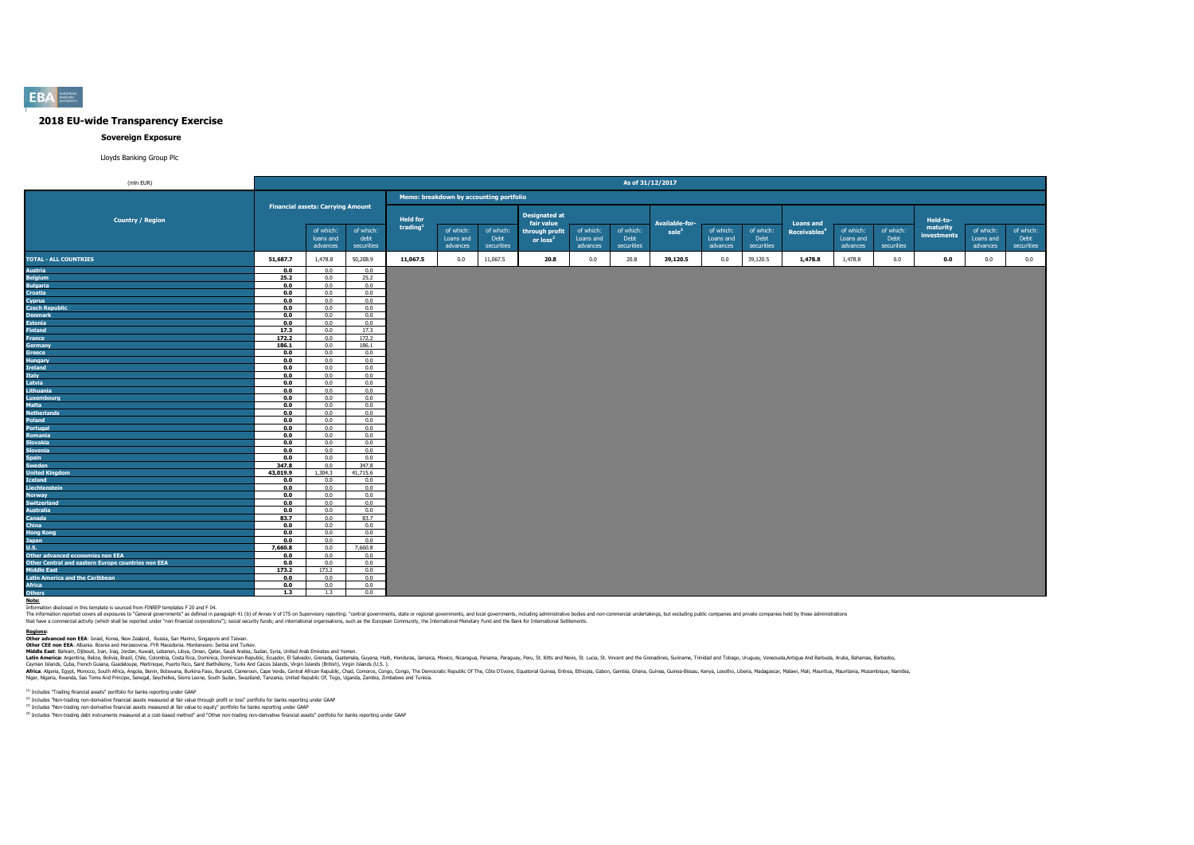# 2018 EU-wide Transparency Exercise

## Sovereign Exposure

Lloyds Banking Group Plc

| (mln EUR) | As of 31/12/2017 | | | | | | | | | | | | | | | | | | |
|---|---|---|---|---|---|---|---|---|---|---|---|---|---|---|---|---|---|---|---|
| Country / Region | Financial assets: Carrying Amount | | | Memo: breakdown by accounting portfolio | | | | | | | | | | | | | | | |
| | | of which: loans and advances | of which: debt securities | Held for trading[1] | of which: Loans and advances | of which: Debt securities | Designated at fair value through profit or loss[2] | of which: Loans and advances | of which: Debt securities | Available-for-sale[3] | of which: Loans and advances | of which: Debt securities | Loans and Receivables[4] | of which: Loans and advances | of which: Debt securities | Held-to-maturity investments | of which: Loans and advances | of which: Debt securities |
| **TOTAL - ALL COUNTRIES** | 51,687.7 | 1,478.8 | 50,208.9 | 11,067.5 | 0.0 | 11,067.5 | 20.8 | 0.0 | 20.8 | 39,120.5 | 0.0 | 39,120.5 | 1,478.8 | 1,478.8 | 0.0 | 0.0 | 0.0 | 0.0 |
| Austria | 0.0 | 0.0 | 0.0 | | | | | | | | | | | | | | | |
| Belgium | 25.2 | 0.0 | 25.2 | | | | | | | | | | | | | | | |
| Bulgaria | 0.0 | 0.0 | 0.0 | | | | | | | | | | | | | | | |
| Croatia | 0.0 | 0.0 | 0.0 | | | | | | | | | | | | | | | |
| Cyprus | 0.0 | 0.0 | 0.0 | | | | | | | | | | | | | | | |
| Czech Republic | 0.0 | 0.0 | 0.0 | | | | | | | | | | | | | | | |
| Denmark | 0.0 | 0.0 | 0.0 | | | | | | | | | | | | | | | |
| Estonia | 0.0 | 0.0 | 0.0 | | | | | | | | | | | | | | | |
| Finland | 17.3 | 0.0 | 17.3 | | | | | | | | | | | | | | | |
| France | 172.2 | 0.0 | 172.2 | | | | | | | | | | | | | | | |
| Germany | 186.1 | 0.0 | 186.1 | | | | | | | | | | | | | | | |
| Greece | 0.0 | 0.0 | 0.0 | | | | | | | | | | | | | | | |
| Hungary | 0.0 | 0.0 | 0.0 | | | | | | | | | | | | | | | |
| Ireland | 0.0 | 0.0 | 0.0 | | | | | | | | | | | | | | | |
| Italy | 0.0 | 0.0 | 0.0 | | | | | | | | | | | | | | | |
| Latvia | 0.0 | 0.0 | 0.0 | | | | | | | | | | | | | | | |
| Lithuania | 0.0 | 0.0 | 0.0 | | | | | | | | | | | | | | | |
| Luxembourg | 0.0 | 0.0 | 0.0 | | | | | | | | | | | | | | | |
| Malta | 0.0 | 0.0 | 0.0 | | | | | | | | | | | | | | | |
| Netherlands | 0.0 | 0.0 | 0.0 | | | | | | | | | | | | | | | |
| Poland | 0.0 | 0.0 | 0.0 | | | | | | | | | | | | | | | |
| Portugal | 0.0 | 0.0 | 0.0 | | | | | | | | | | | | | | | |
| Romania | 0.0 | 0.0 | 0.0 | | | | | | | | | | | | | | | |
| Slovakia | 0.0 | 0.0 | 0.0 | | | | | | | | | | | | | | | |
| Slovenia | 0.0 | 0.0 | 0.0 | | | | | | | | | | | | | | | |
| Spain | 0.0 | 0.0 | 0.0 | | | | | | | | | | | | | | | |
| Sweden | 347.8 | 0.0 | 347.8 | | | | | | | | | | | | | | | |
| United Kingdom | 43,019.9 | 1,304.3 | 41,715.6 | | | | | | | | | | | | | | | |
| Iceland | 0.0 | 0.0 | 0.0 | | | | | | | | | | | | | | | |
| Liechtenstein | 0.0 | 0.0 | 0.0 | | | | | | | | | | | | | | | |
| Norway | 0.0 | 0.0 | 0.0 | | | | | | | | | | | | | | | |
| Switzerland | 0.0 | 0.0 | 0.0 | | | | | | | | | | | | | | | |
| Australia | 0.0 | 0.0 | 0.0 | | | | | | | | | | | | | | | |
| Canada | 83.7 | 0.0 | 83.7 | | | | | | | | | | | | | | | |
| China | 0.0 | 0.0 | 0.0 | | | | | | | | | | | | | | | |
| Hong Kong | 0.0 | 0.0 | 0.0 | | | | | | | | | | | | | | | |
| Japan | 0.0 | 0.0 | 0.0 | | | | | | | | | | | | | | | |
| U.S. | 7,660.8 | 0.0 | 7,660.8 | | | | | | | | | | | | | | | |
| Other advanced economies non EEA | 0.0 | 0.0 | 0.0 | | | | | | | | | | | | | | | |
| Other Central and eastern Europe countries non EEA | 0.0 | 0.0 | 0.0 | | | | | | | | | | | | | | | |
| Middle East | 173.2 | 173.2 | 0.0 | | | | | | | | | | | | | | | |
| Latin America and the Caribbean | 0.0 | 0.0 | 0.0 | | | | | | | | | | | | | | | |
| Africa | 0.0 | 0.0 | 0.0 | | | | | | | | | | | | | | | |
| Others | 1.3 | 1.3 | 0.0 | | | | | | | | | | | | | | | |

**Note:**
Information disclosed in this template is sourced from FINREP templates F 20 and F 04.
The information reported covers all exposures to "General governments" as defined in paragraph 41 (b) of Annex V of ITS on Supervisory reporting: "central governments, state or regional governments, and local governments, including administrative bodies and non-commercial undertakings, but excluding public companies and private companies held by these administrations that have a commercial activity (which shall be reported under "non-financial corporations"); social security funds; and international organisations, such as the European Community, the International Monetary Fund and the Bank for International Settlements.

**Regions:**
**Other advanced non EEA**: Israel, Korea, New Zealand, Russia, San Marino, Singapore and Taiwan.
**Other CEE non EEA**: Albania, Bosnia and Herzegovina, FYR Macedonia, Montenegro, Serbia and Turkey.
**Middle East**: Bahrain, Djibouti, Iran, Iraq, Jordan, Kuwait, Lebanon, Libya, Oman, Qatar, Saudi Arabia, Sudan, Syria, United Arab Emirates and Yemen.
**Latin America**: Argentina, Belize, Bolivia, Brazil, Chile, Colombia, Costa Rica, Dominica, Dominican Republic, Ecuador, El Salvador, Grenada, Guatemala, Guyana, Haiti, Honduras, Jamaica, Mexico, Nicaragua, Panama, Paraguay, Peru, St. Kitts and Nevis, St. Lucia, St. Vincent and the Grenadines, Suriname, Trinidad and Tobago, Uruguay, Venezuela, Antigua And Barbuda, Aruba, Bahamas, Barbados, Cayman Islands, Cuba, French Guiana, Guadeloupe, Martinique, Puerto Rico, Saint Barthélemy, Turks And Caicos Islands, Virgin Islands (British), Virgin Islands (U.S.).
**Africa**: Algeria, Egypt, Morocco, South Africa, Angola, Benin, Botswana, Burkina Faso, Burundi, Cameroon, Cape Verde, Central African Republic, Chad, Comoros, Congo, Congo, The Democratic Republic Of The, Côte D'Ivoire, Equatorial Guinea, Eritrea, Ethiopia, Gabon, Gambia, Ghana, Guinea, Guinea-Bissau, Kenya, Lesotho, Liberia, Madagascar, Malawi, Mali, Mauritius, Mauritania, Mozambique, Namibia, Niger, Nigeria, Rwanda, Sao Tome And Principe, Senegal, Seychelles, Sierra Leone, South Sudan, Swaziland, Tanzania, United Republic Of, Togo, Uganda, Zambia, Zimbabwe and Tunisia.

[1] Includes "Trading financial assets" portfolio for banks reporting under GAAP

[2] Includes "Non-trading non-derivative financial assets measured at fair value through profit or loss" portfolio for banks reporting under GAAP

[3] Includes "Non-trading non-derivative financial assets measured at fair value to equity" portfolio for banks reporting under GAAP

[4] Includes "Non-trading debt instruments measured at a cost-based method" and "Other non-trading non-derivative financial assets" portfolio for banks reporting under GAAP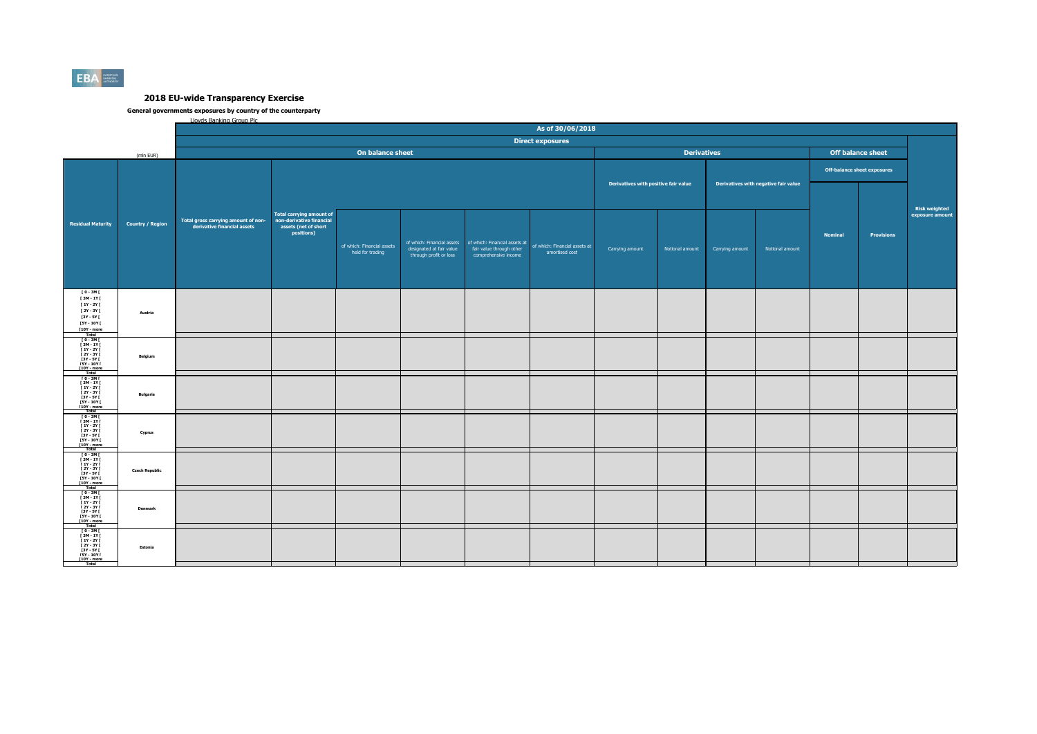EBA EUROPEAN BANKING AUTHORITY

# 2018 EU-wide Transparency Exercise

**General governments exposures by country of the counterparty**

Lloyds Banking Group Plc

| | | As of 30/06/2018 | | | | | | | | | | | | |
|---|---|---|---|---|---|---|---|---|---|---|---|---|---|---|
| | | Direct exposures | | | | | | | | | | | | |
| | (mln EUR) | On balance sheet | | | | | | Derivatives | | | | Off balance sheet | | |
| | | | | | | | | Derivatives with positive fair value | | Derivatives with negative fair value | | Off-balance sheet exposures | | |
| **Residual Maturity** | **Country / Region** | **Total gross carrying amount of non-derivative financial assets** | **Total carrying amount of non-derivative financial assets (net of short positions)** | of which: Financial assets held for trading | of which: Financial assets designated at fair value through profit or loss | of which: Financial assets at fair value through other comprehensive income | of which: Financial assets at amortised cost | Carrying amount | Notional amount | Carrying amount | Notional amount | **Nominal** | **Provisions** | **Risk weighted exposure amount** |
| [ 0 - 3M [ | **Austria** | | | | | | | | | | | | | |
| [ 3M - 1Y [ | | | | | | | | | | | | | | |
| [ 1Y - 2Y [ | | | | | | | | | | | | | | |
| [ 2Y - 3Y [ | | | | | | | | | | | | | | |
| [3Y - 5Y [ | | | | | | | | | | | | | | |
| [5Y - 10Y [ | | | | | | | | | | | | | | |
| [10Y - more | | | | | | | | | | | | | | |
| Total | | | | | | | | | | | | | | |
| [ 0 - 3M [ | **Belgium** | | | | | | | | | | | | | |
| [ 3M - 1Y [ | | | | | | | | | | | | | | |
| [ 1Y - 2Y [ | | | | | | | | | | | | | | |
| [ 2Y - 3Y [ | | | | | | | | | | | | | | |
| [3Y - 5Y [ | | | | | | | | | | | | | | |
| [5Y - 10Y [ | | | | | | | | | | | | | | |
| [10Y - more | | | | | | | | | | | | | | |
| Total | | | | | | | | | | | | | | |
| [ 0 - 3M [ | **Bulgaria** | | | | | | | | | | | | | |
| [ 3M - 1Y [ | | | | | | | | | | | | | | |
| [ 1Y - 2Y [ | | | | | | | | | | | | | | |
| [ 2Y - 3Y [ | | | | | | | | | | | | | | |
| [3Y - 5Y [ | | | | | | | | | | | | | | |
| [5Y - 10Y [ | | | | | | | | | | | | | | |
| [10Y - more | | | | | | | | | | | | | | |
| Total | | | | | | | | | | | | | | |
| [ 0 - 3M [ | **Cyprus** | | | | | | | | | | | | | |
| [ 3M - 1Y [ | | | | | | | | | | | | | | |
| [ 1Y - 2Y [ | | | | | | | | | | | | | | |
| [ 2Y - 3Y [ | | | | | | | | | | | | | | |
| [3Y - 5Y [ | | | | | | | | | | | | | | |
| [5Y - 10Y [ | | | | | | | | | | | | | | |
| [10Y - more | | | | | | | | | | | | | | |
| Total | | | | | | | | | | | | | | |
| [ 0 - 3M [ | **Czech Republic** | | | | | | | | | | | | | |
| [ 3M - 1Y [ | | | | | | | | | | | | | | |
| [ 1Y - 2Y [ | | | | | | | | | | | | | | |
| [ 2Y - 3Y [ | | | | | | | | | | | | | | |
| [3Y - 5Y [ | | | | | | | | | | | | | | |
| [5Y - 10Y [ | | | | | | | | | | | | | | |
| [10Y - more | | | | | | | | | | | | | | |
| Total | | | | | | | | | | | | | | |
| [ 0 - 3M [ | **Denmark** | | | | | | | | | | | | | |
| [ 3M - 1Y [ | | | | | | | | | | | | | | |
| [ 1Y - 2Y [ | | | | | | | | | | | | | | |
| [ 2Y - 3Y [ | | | | | | | | | | | | | | |
| [3Y - 5Y [ | | | | | | | | | | | | | | |
| [5Y - 10Y [ | | | | | | | | | | | | | | |
| [10Y - more | | | | | | | | | | | | | | |
| Total | | | | | | | | | | | | | | |
| [ 0 - 3M [ | **Estonia** | | | | | | | | | | | | | |
| [ 3M - 1Y [ | | | | | | | | | | | | | | |
| [ 1Y - 2Y [ | | | | | | | | | | | | | | |
| [ 2Y - 3Y [ | | | | | | | | | | | | | | |
| [3Y - 5Y [ | | | | | | | | | | | | | | |
| [5Y - 10Y [ | | | | | | | | | | | | | | |
| [10Y - more | | | | | | | | | | | | | | |
| Total | | | | | | | | | | | | | | |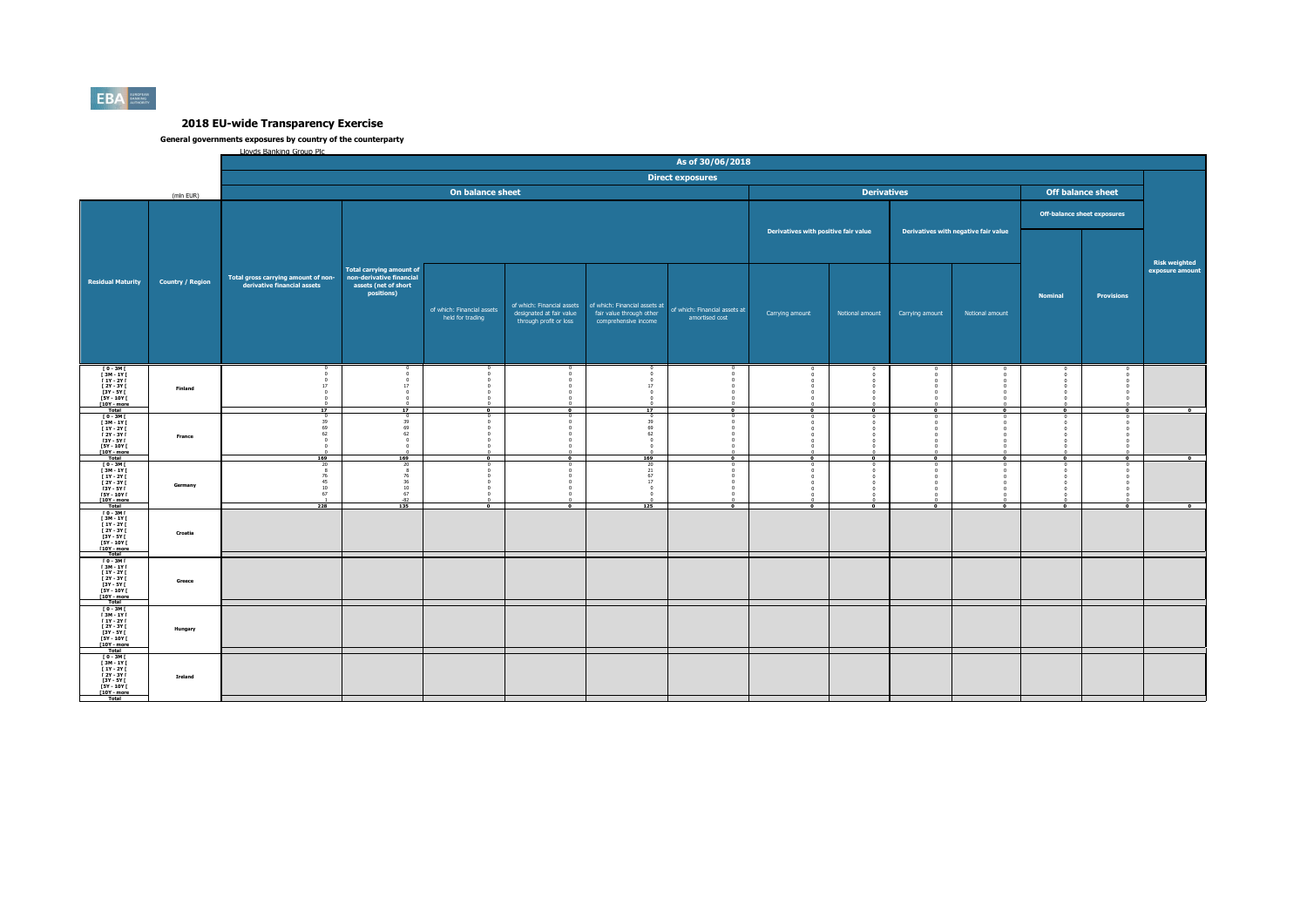# 2018 EU-wide Transparency Exercise

**General governments exposures by country of the counterparty**

Lloyds Banking Group Plc

As of 30/06/2018 — Direct exposures (mln EUR)

| Residual Maturity | Country / Region | Total gross carrying amount of non-derivative financial assets | Total carrying amount of non-derivative financial assets (net of short positions) | of which: Financial assets held for trading | of which: Financial assets designated at fair value through profit or loss | of which: Financial assets at fair value through other comprehensive income | of which: Financial assets at amortised cost | Derivatives with positive fair value: Carrying amount | Derivatives with positive fair value: Notional amount | Derivatives with negative fair value: Carrying amount | Derivatives with negative fair value: Notional amount | Off-balance sheet exposures: Nominal | Off-balance sheet exposures: Provisions | Risk weighted exposure amount |
|---|---|---|---|---|---|---|---|---|---|---|---|---|---|---|
| [ 0 - 3M [ | Finland | 0 | 0 | 0 | 0 | 0 | 0 | 0 | 0 | 0 | 0 | 0 | 0 | |
| [ 3M - 1Y [ | | 0 | 0 | 0 | 0 | 0 | 0 | 0 | 0 | 0 | 0 | 0 | 0 | |
| [ 1Y - 2Y [ | | 0 | 0 | 0 | 0 | 0 | 0 | 0 | 0 | 0 | 0 | 0 | 0 | |
| [ 2Y - 3Y [ | | 17 | 17 | 0 | 0 | 17 | 0 | 0 | 0 | 0 | 0 | 0 | 0 | |
| [3Y - 5Y [ | | 0 | 0 | 0 | 0 | 0 | 0 | 0 | 0 | 0 | 0 | 0 | 0 | |
| [5Y - 10Y [ | | 0 | 0 | 0 | 0 | 0 | 0 | 0 | 0 | 0 | 0 | 0 | 0 | |
| [10Y - more | | 0 | 0 | 0 | 0 | 0 | 0 | 0 | 0 | 0 | 0 | 0 | 0 | |
| Total | | 17 | 17 | 0 | 0 | 17 | 0 | 0 | 0 | 0 | 0 | 0 | 0 | 0 |
| [ 0 - 3M [ | France | 0 | 0 | 0 | 0 | 0 | 0 | 0 | 0 | 0 | 0 | 0 | 0 | |
| [ 3M - 1Y [ | | 39 | 39 | 0 | 0 | 39 | 0 | 0 | 0 | 0 | 0 | 0 | 0 | |
| [ 1Y - 2Y [ | | 69 | 69 | 0 | 0 | 69 | 0 | 0 | 0 | 0 | 0 | 0 | 0 | |
| [ 2Y - 3Y [ | | 62 | 62 | 0 | 0 | 62 | 0 | 0 | 0 | 0 | 0 | 0 | 0 | |
| [3Y - 5Y [ | | 0 | 0 | 0 | 0 | 0 | 0 | 0 | 0 | 0 | 0 | 0 | 0 | |
| [5Y - 10Y [ | | 0 | 0 | 0 | 0 | 0 | 0 | 0 | 0 | 0 | 0 | 0 | 0 | |
| [10Y - more | | 0 | 0 | 0 | 0 | 0 | 0 | 0 | 0 | 0 | 0 | 0 | 0 | |
| Total | | 169 | 169 | 0 | 0 | 169 | 0 | 0 | 0 | 0 | 0 | 0 | 0 | 0 |
| [ 0 - 3M [ | Germany | 20 | 20 | 0 | 0 | 20 | 0 | 0 | 0 | 0 | 0 | 0 | 0 | |
| [ 3M - 1Y [ | | 8 | 8 | 0 | 0 | 21 | 0 | 0 | 0 | 0 | 0 | 0 | 0 | |
| [ 1Y - 2Y [ | | 76 | 76 | 0 | 0 | 67 | 0 | 0 | 0 | 0 | 0 | 0 | 0 | |
| [ 2Y - 3Y [ | | 45 | 36 | 0 | 0 | 17 | 0 | 0 | 0 | 0 | 0 | 0 | 0 | |
| [3Y - 5Y [ | | 10 | 10 | 0 | 0 | 0 | 0 | 0 | 0 | 0 | 0 | 0 | 0 | |
| [5Y - 10Y [ | | 67 | 67 | 0 | 0 | 0 | 0 | 0 | 0 | 0 | 0 | 0 | 0 | |
| [10Y - more | | 1 | -82 | 0 | 0 | 0 | 0 | 0 | 0 | 0 | 0 | 0 | 0 | |
| Total | | 228 | 135 | 0 | 0 | 125 | 0 | 0 | 0 | 0 | 0 | 0 | 0 | 0 |
| [ 0 - 3M [ | Croatia | | | | | | | | | | | | | |
| [ 3M - 1Y [ | | | | | | | | | | | | | | |
| [ 1Y - 2Y [ | | | | | | | | | | | | | | |
| [ 2Y - 3Y [ | | | | | | | | | | | | | | |
| [3Y - 5Y [ | | | | | | | | | | | | | | |
| [5Y - 10Y [ | | | | | | | | | | | | | | |
| [10Y - more | | | | | | | | | | | | | | |
| Total | | | | | | | | | | | | | | |
| [ 0 - 3M [ | Greece | | | | | | | | | | | | | |
| [ 3M - 1Y [ | | | | | | | | | | | | | | |
| [ 1Y - 2Y [ | | | | | | | | | | | | | | |
| [ 2Y - 3Y [ | | | | | | | | | | | | | | |
| [3Y - 5Y [ | | | | | | | | | | | | | | |
| [5Y - 10Y [ | | | | | | | | | | | | | | |
| [10Y - more | | | | | | | | | | | | | | |
| Total | | | | | | | | | | | | | | |
| [ 0 - 3M [ | Hungary | | | | | | | | | | | | | |
| [ 3M - 1Y [ | | | | | | | | | | | | | | |
| [ 1Y - 2Y [ | | | | | | | | | | | | | | |
| [ 2Y - 3Y [ | | | | | | | | | | | | | | |
| [3Y - 5Y [ | | | | | | | | | | | | | | |
| [5Y - 10Y [ | | | | | | | | | | | | | | |
| [10Y - more | | | | | | | | | | | | | | |
| Total | | | | | | | | | | | | | | |
| [ 0 - 3M [ | Ireland | | | | | | | | | | | | | |
| [ 3M - 1Y [ | | | | | | | | | | | | | | |
| [ 1Y - 2Y [ | | | | | | | | | | | | | | |
| [ 2Y - 3Y [ | | | | | | | | | | | | | | |
| [3Y - 5Y [ | | | | | | | | | | | | | | |
| [5Y - 10Y [ | | | | | | | | | | | | | | |
| [10Y - more | | | | | | | | | | | | | | |
| Total | | | | | | | | | | | | | | |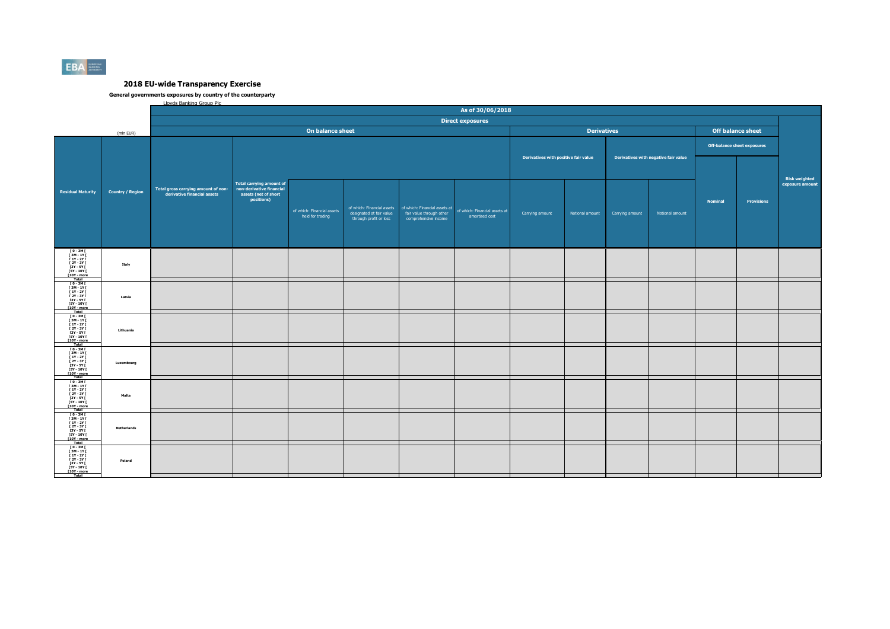## 2018 EU-wide Transparency Exercise

**General governments exposures by country of the counterparty**

Lloyds Banking Group Plc

| | | As of 30/06/2018 | | | | | | | | | | | | |
|---|---|---|---|---|---|---|---|---|---|---|---|---|---|---|
| | | Direct exposures | | | | | | | | | | | | |
| (mln EUR) | | On balance sheet | | | | | | Derivatives | | | | Off balance sheet | | |
| | | | | | | | | Derivatives with positive fair value | | Derivatives with negative fair value | | Off-balance sheet exposures | | |
| Residual Maturity | Country / Region | Total gross carrying amount of non-derivative financial assets | Total carrying amount of non-derivative financial assets (net of short positions) | of which: Financial assets held for trading | of which: Financial assets designated at fair value through profit or loss | of which: Financial assets at fair value through other comprehensive income | of which: Financial assets at amortised cost | Carrying amount | Notional amount | Carrying amount | Notional amount | Nominal | Provisions | Risk weighted exposure amount |
| [ 0 - 3M [ | Italy | | | | | | | | | | | | | |
| [ 3M - 1Y [ | | | | | | | | | | | | | | |
| [ 1Y - 2Y [ | | | | | | | | | | | | | | |
| [ 2Y - 3Y [ | | | | | | | | | | | | | | |
| [3Y - 5Y [ | | | | | | | | | | | | | | |
| [5Y - 10Y [ | | | | | | | | | | | | | | |
| [10Y - more | | | | | | | | | | | | | | |
| Total | | | | | | | | | | | | | | |
| [ 0 - 3M [ | Latvia | | | | | | | | | | | | | |
| [ 3M - 1Y [ | | | | | | | | | | | | | | |
| [ 1Y - 2Y [ | | | | | | | | | | | | | | |
| [ 2Y - 3Y [ | | | | | | | | | | | | | | |
| [3Y - 5Y [ | | | | | | | | | | | | | | |
| [5Y - 10Y [ | | | | | | | | | | | | | | |
| [10Y - more | | | | | | | | | | | | | | |
| Total | | | | | | | | | | | | | | |
| [ 0 - 3M [ | Lithuania | | | | | | | | | | | | | |
| [ 3M - 1Y [ | | | | | | | | | | | | | | |
| [ 1Y - 2Y [ | | | | | | | | | | | | | | |
| [ 2Y - 3Y [ | | | | | | | | | | | | | | |
| [3Y - 5Y [ | | | | | | | | | | | | | | |
| [5Y - 10Y [ | | | | | | | | | | | | | | |
| [10Y - more | | | | | | | | | | | | | | |
| Total | | | | | | | | | | | | | | |
| [ 0 - 3M [ | Luxembourg | | | | | | | | | | | | | |
| [ 3M - 1Y [ | | | | | | | | | | | | | | |
| [ 1Y - 2Y [ | | | | | | | | | | | | | | |
| [ 2Y - 3Y [ | | | | | | | | | | | | | | |
| [3Y - 5Y [ | | | | | | | | | | | | | | |
| [5Y - 10Y [ | | | | | | | | | | | | | | |
| [10Y - more | | | | | | | | | | | | | | |
| Total | | | | | | | | | | | | | | |
| [ 0 - 3M [ | Malta | | | | | | | | | | | | | |
| [ 3M - 1Y [ | | | | | | | | | | | | | | |
| [ 1Y - 2Y [ | | | | | | | | | | | | | | |
| [ 2Y - 3Y [ | | | | | | | | | | | | | | |
| [3Y - 5Y [ | | | | | | | | | | | | | | |
| [5Y - 10Y [ | | | | | | | | | | | | | | |
| [10Y - more | | | | | | | | | | | | | | |
| Total | | | | | | | | | | | | | | |
| [ 0 - 3M [ | Netherlands | | | | | | | | | | | | | |
| [ 3M - 1Y [ | | | | | | | | | | | | | | |
| [ 1Y - 2Y [ | | | | | | | | | | | | | | |
| [ 2Y - 3Y [ | | | | | | | | | | | | | | |
| [3Y - 5Y [ | | | | | | | | | | | | | | |
| [5Y - 10Y [ | | | | | | | | | | | | | | |
| [10Y - more | | | | | | | | | | | | | | |
| Total | | | | | | | | | | | | | | |
| [ 0 - 3M [ | Poland | | | | | | | | | | | | | |
| [ 3M - 1Y [ | | | | | | | | | | | | | | |
| [ 1Y - 2Y [ | | | | | | | | | | | | | | |
| [ 2Y - 3Y [ | | | | | | | | | | | | | | |
| [3Y - 5Y [ | | | | | | | | | | | | | | |
| [5Y - 10Y [ | | | | | | | | | | | | | | |
| [10Y - more | | | | | | | | | | | | | | |
| Total | | | | | | | | | | | | | | |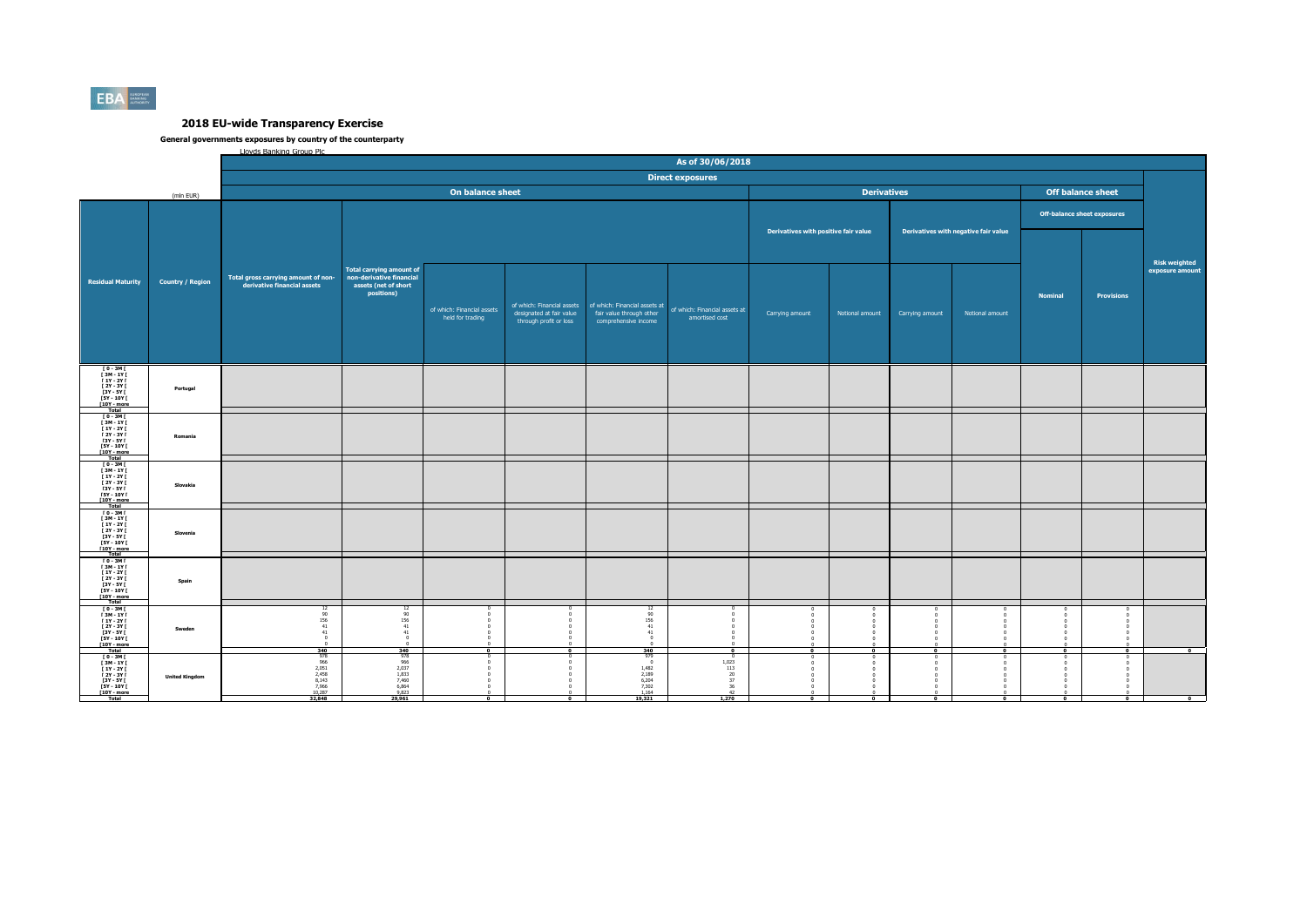# 2018 EU-wide Transparency Exercise

**General governments exposures by country of the counterparty**

Lloyds Banking Group Plc

| (mln EUR) | | As of 30/06/2018 | | | | | | | | | | | | |
|---|---|---|---|---|---|---|---|---|---|---|---|---|---|---|
| | | Direct exposures | | | | | | | | | | | | |
| | | On balance sheet | | | | | | Derivatives | | | | Off balance sheet | | |
| | | | | | | | | Derivatives with positive fair value | | Derivatives with negative fair value | | Off-balance sheet exposures | | |
| Residual Maturity | Country / Region | Total gross carrying amount of non-derivative financial assets | Total carrying amount of non-derivative financial assets (net of short positions) | of which: Financial assets held for trading | of which: Financial assets designated at fair value through profit or loss | of which: Financial assets at fair value through other comprehensive income | of which: Financial assets at amortised cost | Carrying amount | Notional amount | Carrying amount | Notional amount | Nominal | Provisions | Risk weighted exposure amount |
| [ 0 - 3M [ | Portugal | | | | | | | | | | | | | |
| [ 3M - 1Y [ | | | | | | | | | | | | | | |
| [ 1Y - 2Y [ | | | | | | | | | | | | | | |
| [ 2Y - 3Y [ | | | | | | | | | | | | | | |
| [3Y - 5Y [ | | | | | | | | | | | | | | |
| [5Y - 10Y [ | | | | | | | | | | | | | | |
| [10Y - more | | | | | | | | | | | | | | |
| Total | | | | | | | | | | | | | | |
| [ 0 - 3M [ | Romania | | | | | | | | | | | | | |
| [ 3M - 1Y [ | | | | | | | | | | | | | | |
| [ 1Y - 2Y [ | | | | | | | | | | | | | | |
| [ 2Y - 3Y [ | | | | | | | | | | | | | | |
| [3Y - 5Y [ | | | | | | | | | | | | | | |
| [5Y - 10Y [ | | | | | | | | | | | | | | |
| [10Y - more | | | | | | | | | | | | | | |
| Total | | | | | | | | | | | | | | |
| [ 0 - 3M [ | Slovakia | | | | | | | | | | | | | |
| [ 3M - 1Y [ | | | | | | | | | | | | | | |
| [ 1Y - 2Y [ | | | | | | | | | | | | | | |
| [ 2Y - 3Y [ | | | | | | | | | | | | | | |
| [3Y - 5Y [ | | | | | | | | | | | | | | |
| [5Y - 10Y [ | | | | | | | | | | | | | | |
| [10Y - more | | | | | | | | | | | | | | |
| Total | | | | | | | | | | | | | | |
| [ 0 - 3M [ | Slovenia | | | | | | | | | | | | | |
| [ 3M - 1Y [ | | | | | | | | | | | | | | |
| [ 1Y - 2Y [ | | | | | | | | | | | | | | |
| [ 2Y - 3Y [ | | | | | | | | | | | | | | |
| [3Y - 5Y [ | | | | | | | | | | | | | | |
| [5Y - 10Y [ | | | | | | | | | | | | | | |
| [10Y - more | | | | | | | | | | | | | | |
| Total | | | | | | | | | | | | | | |
| [ 0 - 3M [ | Spain | | | | | | | | | | | | | |
| [ 3M - 1Y [ | | | | | | | | | | | | | | |
| [ 1Y - 2Y [ | | | | | | | | | | | | | | |
| [ 2Y - 3Y [ | | | | | | | | | | | | | | |
| [3Y - 5Y [ | | | | | | | | | | | | | | |
| [5Y - 10Y [ | | | | | | | | | | | | | | |
| [10Y - more | | | | | | | | | | | | | | |
| Total | | | | | | | | | | | | | | |
| [ 0 - 3M [ | Sweden | 12 | 12 | 0 | 0 | 12 | 0 | 0 | 0 | 0 | 0 | 0 | 0 | |
| [ 3M - 1Y [ | | 90 | 90 | 0 | 0 | 90 | 0 | 0 | 0 | 0 | 0 | 0 | 0 | |
| [ 1Y - 2Y [ | | 156 | 156 | 0 | 0 | 156 | 0 | 0 | 0 | 0 | 0 | 0 | 0 | |
| [ 2Y - 3Y [ | | 41 | 41 | 0 | 0 | 41 | 0 | 0 | 0 | 0 | 0 | 0 | 0 | |
| [3Y - 5Y [ | | 41 | 41 | 0 | 0 | 41 | 0 | 0 | 0 | 0 | 0 | 0 | 0 | |
| [5Y - 10Y [ | | 0 | 0 | 0 | 0 | 0 | 0 | 0 | 0 | 0 | 0 | 0 | 0 | |
| [10Y - more | | 0 | 0 | 0 | 0 | 0 | 0 | 0 | 0 | 0 | 0 | 0 | 0 | |
| Total | | 340 | 340 | 0 | 0 | 340 | 0 | 0 | 0 | 0 | 0 | 0 | 0 | 0 |
| [ 0 - 3M [ | United Kingdom | 978 | 978 | 0 | 0 | 979 | 0 | 0 | 0 | 0 | 0 | 0 | 0 | |
| [ 3M - 1Y [ | | 966 | 966 | 0 | 0 | 0 | 1,023 | 0 | 0 | 0 | 0 | 0 | 0 | |
| [ 1Y - 2Y [ | | 2,051 | 2,037 | 0 | 0 | 1,482 | 113 | 0 | 0 | 0 | 0 | 0 | 0 | |
| [ 2Y - 3Y [ | | 2,458 | 1,833 | 0 | 0 | 2,189 | 20 | 0 | 0 | 0 | 0 | 0 | 0 | |
| [3Y - 5Y [ | | 8,143 | 7,460 | 0 | 0 | 6,204 | 37 | 0 | 0 | 0 | 0 | 0 | 0 | |
| [5Y - 10Y [ | | 7,966 | 6,864 | 0 | 0 | 7,302 | 36 | 0 | 0 | 0 | 0 | 0 | 0 | |
| [10Y - more | | 10,287 | 9,823 | 0 | 0 | 1,164 | 42 | 0 | 0 | 0 | 0 | 0 | 0 | |
| Total | | 32,848 | 29,961 | 0 | 0 | 19,321 | 1,270 | 0 | 0 | 0 | 0 | 0 | 0 | 0 |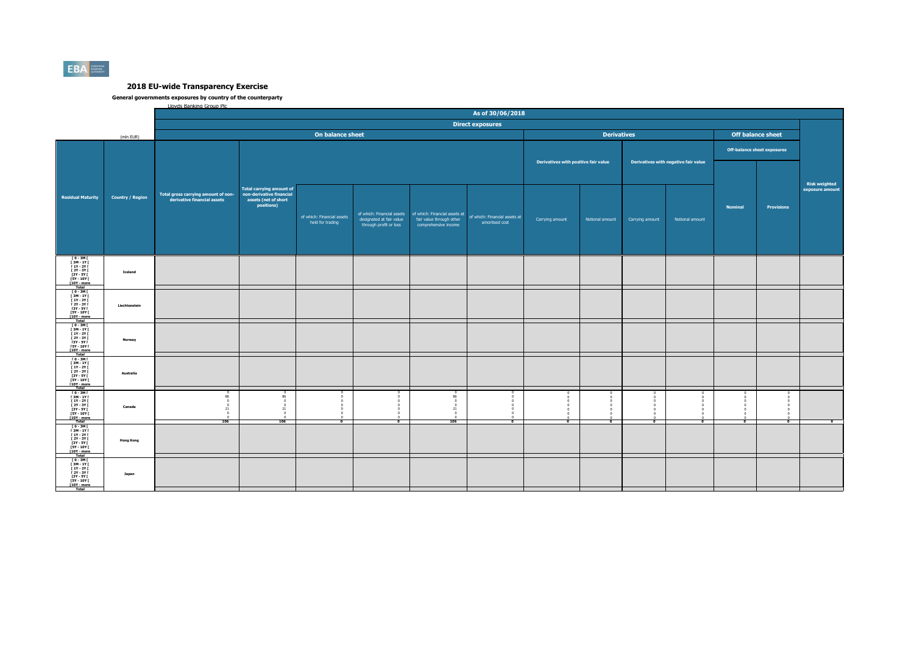# 2018 EU-wide Transparency Exercise

**General governments exposures by country of the counterparty**

Lloyds Banking Group Plc

| | | As of 30/06/2018 | | | | | | | | | | | | |
|---|---|---|---|---|---|---|---|---|---|---|---|---|---|---|
| | | Direct exposures | | | | | | | | | | | | |
| (mln EUR) | | On balance sheet | | | | | | Derivatives | | | | Off balance sheet | | |
| | | | | | | | | Derivatives with positive fair value | | Derivatives with negative fair value | | Off-balance sheet exposures | | |
| Residual Maturity | Country / Region | Total gross carrying amount of non-derivative financial assets | Total carrying amount of non-derivative financial assets (net of short positions) | of which: Financial assets held for trading | of which: Financial assets designated at fair value through profit or loss | of which: Financial assets at fair value through other comprehensive income | of which: Financial assets at amortised cost | Carrying amount | Notional amount | Carrying amount | Notional amount | Nominal | Provisions | Risk weighted exposure amount |
| [ 0 - 3M [ | Iceland | | | | | | | | | | | | | |
| [ 3M - 1Y [ | | | | | | | | | | | | | | |
| [ 1Y - 2Y [ | | | | | | | | | | | | | | |
| [ 2Y - 3Y [ | | | | | | | | | | | | | | |
| [3Y - 5Y [ | | | | | | | | | | | | | | |
| [5Y - 10Y [ | | | | | | | | | | | | | | |
| [10Y - more | | | | | | | | | | | | | | |
| Total | | | | | | | | | | | | | | |
| [ 0 - 3M [ | Liechtenstein | | | | | | | | | | | | | |
| [ 3M - 1Y [ | | | | | | | | | | | | | | |
| [ 1Y - 2Y [ | | | | | | | | | | | | | | |
| [ 2Y - 3Y [ | | | | | | | | | | | | | | |
| [3Y - 5Y [ | | | | | | | | | | | | | | |
| [5Y - 10Y [ | | | | | | | | | | | | | | |
| [10Y - more | | | | | | | | | | | | | | |
| Total | | | | | | | | | | | | | | |
| [ 0 - 3M [ | Norway | | | | | | | | | | | | | |
| [ 3M - 1Y [ | | | | | | | | | | | | | | |
| [ 1Y - 2Y [ | | | | | | | | | | | | | | |
| [ 2Y - 3Y [ | | | | | | | | | | | | | | |
| [3Y - 5Y [ | | | | | | | | | | | | | | |
| [5Y - 10Y [ | | | | | | | | | | | | | | |
| [10Y - more | | | | | | | | | | | | | | |
| Total | | | | | | | | | | | | | | |
| [ 0 - 3M [ | Australia | | | | | | | | | | | | | |
| [ 3M - 1Y [ | | | | | | | | | | | | | | |
| [ 1Y - 2Y [ | | | | | | | | | | | | | | |
| [ 2Y - 3Y [ | | | | | | | | | | | | | | |
| [3Y - 5Y [ | | | | | | | | | | | | | | |
| [5Y - 10Y [ | | | | | | | | | | | | | | |
| [10Y - more | | | | | | | | | | | | | | |
| Total | | | | | | | | | | | | | | |
| [ 0 - 3M [ | Canada | 0 | 0 | 0 | 0 | 0 | 0 | 0 | 0 | 0 | 0 | 0 | 0 | |
| [ 3M - 1Y [ | | 86 | 86 | 0 | 0 | 86 | 0 | 0 | 0 | 0 | 0 | 0 | 0 | |
| [ 1Y - 2Y [ | | 0 | 0 | 0 | 0 | 0 | 0 | 0 | 0 | 0 | 0 | 0 | 0 | |
| [ 2Y - 3Y [ | | 0 | 0 | 0 | 0 | 0 | 0 | 0 | 0 | 0 | 0 | 0 | 0 | |
| [3Y - 5Y [ | | 21 | 21 | 0 | 0 | 21 | 0 | 0 | 0 | 0 | 0 | 0 | 0 | |
| [5Y - 10Y [ | | 0 | 0 | 0 | 0 | 0 | 0 | 0 | 0 | 0 | 0 | 0 | 0 | |
| [10Y - more | | 0 | 0 | 0 | 0 | 0 | 0 | 0 | 0 | 0 | 0 | 0 | 0 | |
| Total | | 106 | 106 | 0 | 0 | 106 | 0 | 0 | 0 | 0 | 0 | 0 | 0 | 0 |
| [ 0 - 3M [ | Hong Kong | | | | | | | | | | | | | |
| [ 3M - 1Y [ | | | | | | | | | | | | | | |
| [ 1Y - 2Y [ | | | | | | | | | | | | | | |
| [ 2Y - 3Y [ | | | | | | | | | | | | | | |
| [3Y - 5Y [ | | | | | | | | | | | | | | |
| [5Y - 10Y [ | | | | | | | | | | | | | | |
| [10Y - more | | | | | | | | | | | | | | |
| Total | | | | | | | | | | | | | | |
| [ 0 - 3M [ | Japan | | | | | | | | | | | | | |
| [ 3M - 1Y [ | | | | | | | | | | | | | | |
| [ 1Y - 2Y [ | | | | | | | | | | | | | | |
| [ 2Y - 3Y [ | | | | | | | | | | | | | | |
| [3Y - 5Y [ | | | | | | | | | | | | | | |
| [5Y - 10Y [ | | | | | | | | | | | | | | |
| [10Y - more | | | | | | | | | | | | | | |
| Total | | | | | | | | | | | | | | |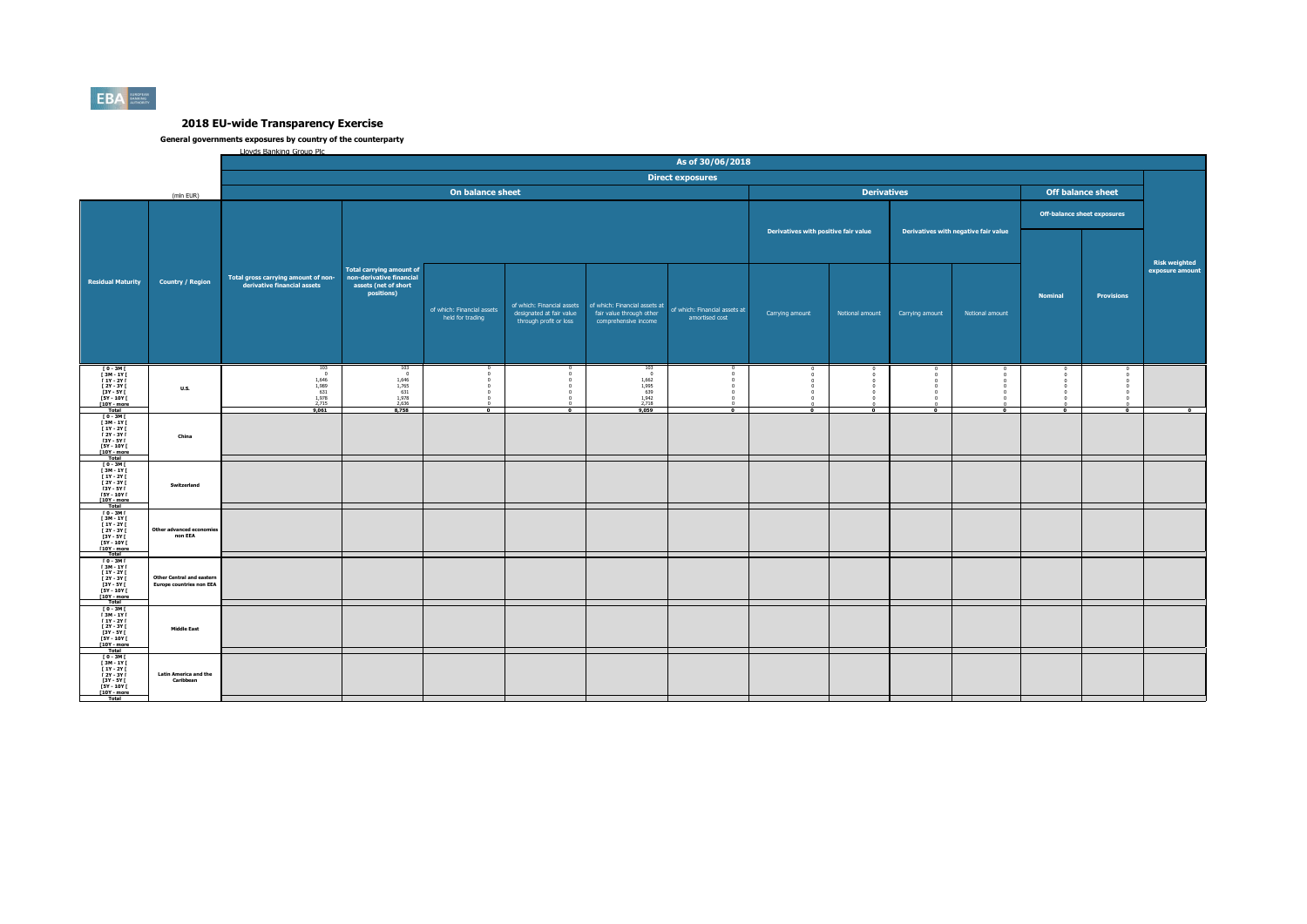# 2018 EU-wide Transparency Exercise

## General governments exposures by country of the counterparty

Lloyds Banking Group Plc

| | | As of 30/06/2018 | | | | | | | | | | | | |
|---|---|---|---|---|---|---|---|---|---|---|---|---|---|---|
| | | Direct exposures | | | | | | | | | | | | |
| (mln EUR) | | On balance sheet | | | | | | Derivatives | | | | Off balance sheet | | |
| | | | | | | | | Derivatives with positive fair value | | Derivatives with negative fair value | | Off-balance sheet exposures | | |
| Residual Maturity | Country / Region | Total gross carrying amount of non-derivative financial assets | Total carrying amount of non-derivative financial assets (net of short positions) | of which: Financial assets held for trading | of which: Financial assets designated at fair value through profit or loss | of which: Financial assets at fair value through other comprehensive income | of which: Financial assets at amortised cost | Carrying amount | Notional amount | Carrying amount | Notional amount | Nominal | Provisions | Risk weighted exposure amount |
| [ 0 - 3M [ | U.S. | 103 | 103 | 0 | 0 | 103 | 0 | 0 | 0 | 0 | 0 | 0 | 0 | |
| [ 3M - 1Y [ | | 0 | 0 | 0 | 0 | 0 | 0 | 0 | 0 | 0 | 0 | 0 | 0 | |
| [ 1Y - 2Y [ | | 1,646 | 1,646 | 0 | 0 | 1,662 | 0 | 0 | 0 | 0 | 0 | 0 | 0 | |
| [ 2Y - 3Y [ | | 1,969 | 1,765 | 0 | 0 | 1,995 | 0 | 0 | 0 | 0 | 0 | 0 | 0 | |
| [3Y - 5Y [ | | 631 | 631 | 0 | 0 | 639 | 0 | 0 | 0 | 0 | 0 | 0 | 0 | |
| [5Y - 10Y [ | | 1,978 | 1,978 | 0 | 0 | 1,942 | 0 | 0 | 0 | 0 | 0 | 0 | 0 | |
| [10Y - more | | 2,715 | 2,636 | 0 | 0 | 2,718 | 0 | 0 | 0 | 0 | 0 | 0 | 0 | |
| Total | | 9,061 | 8,758 | 0 | 0 | 9,059 | 0 | 0 | 0 | 0 | 0 | 0 | 0 | 0 |
| [ 0 - 3M [ | China | | | | | | | | | | | | | |
| [ 3M - 1Y [ | | | | | | | | | | | | | | |
| [ 1Y - 2Y [ | | | | | | | | | | | | | | |
| [ 2Y - 3Y [ | | | | | | | | | | | | | | |
| [3Y - 5Y [ | | | | | | | | | | | | | | |
| [5Y - 10Y [ | | | | | | | | | | | | | | |
| [10Y - more | | | | | | | | | | | | | | |
| Total | | | | | | | | | | | | | | |
| [ 0 - 3M [ | Switzerland | | | | | | | | | | | | | |
| [ 3M - 1Y [ | | | | | | | | | | | | | | |
| [ 1Y - 2Y [ | | | | | | | | | | | | | | |
| [ 2Y - 3Y [ | | | | | | | | | | | | | | |
| [3Y - 5Y [ | | | | | | | | | | | | | | |
| [5Y - 10Y [ | | | | | | | | | | | | | | |
| [10Y - more | | | | | | | | | | | | | | |
| Total | | | | | | | | | | | | | | |
| [ 0 - 3M [ | Other advanced economies non EEA | | | | | | | | | | | | | |
| [ 3M - 1Y [ | | | | | | | | | | | | | | |
| [ 1Y - 2Y [ | | | | | | | | | | | | | | |
| [ 2Y - 3Y [ | | | | | | | | | | | | | | |
| [3Y - 5Y [ | | | | | | | | | | | | | | |
| [5Y - 10Y [ | | | | | | | | | | | | | | |
| [10Y - more | | | | | | | | | | | | | | |
| Total | | | | | | | | | | | | | | |
| [ 0 - 3M [ | Other Central and eastern Europe countries non EEA | | | | | | | | | | | | | |
| [ 3M - 1Y [ | | | | | | | | | | | | | | |
| [ 1Y - 2Y [ | | | | | | | | | | | | | | |
| [ 2Y - 3Y [ | | | | | | | | | | | | | | |
| [3Y - 5Y [ | | | | | | | | | | | | | | |
| [5Y - 10Y [ | | | | | | | | | | | | | | |
| [10Y - more | | | | | | | | | | | | | | |
| Total | | | | | | | | | | | | | | |
| [ 0 - 3M [ | Middle East | | | | | | | | | | | | | |
| [ 3M - 1Y [ | | | | | | | | | | | | | | |
| [ 1Y - 2Y [ | | | | | | | | | | | | | | |
| [ 2Y - 3Y [ | | | | | | | | | | | | | | |
| [3Y - 5Y [ | | | | | | | | | | | | | | |
| [5Y - 10Y [ | | | | | | | | | | | | | | |
| [10Y - more | | | | | | | | | | | | | | |
| Total | | | | | | | | | | | | | | |
| [ 0 - 3M [ | Latin America and the Caribbean | | | | | | | | | | | | | |
| [ 3M - 1Y [ | | | | | | | | | | | | | | |
| [ 1Y - 2Y [ | | | | | | | | | | | | | | |
| [ 2Y - 3Y [ | | | | | | | | | | | | | | |
| [3Y - 5Y [ | | | | | | | | | | | | | | |
| [5Y - 10Y [ | | | | | | | | | | | | | | |
| [10Y - more | | | | | | | | | | | | | | |
| Total | | | | | | | | | | | | | | |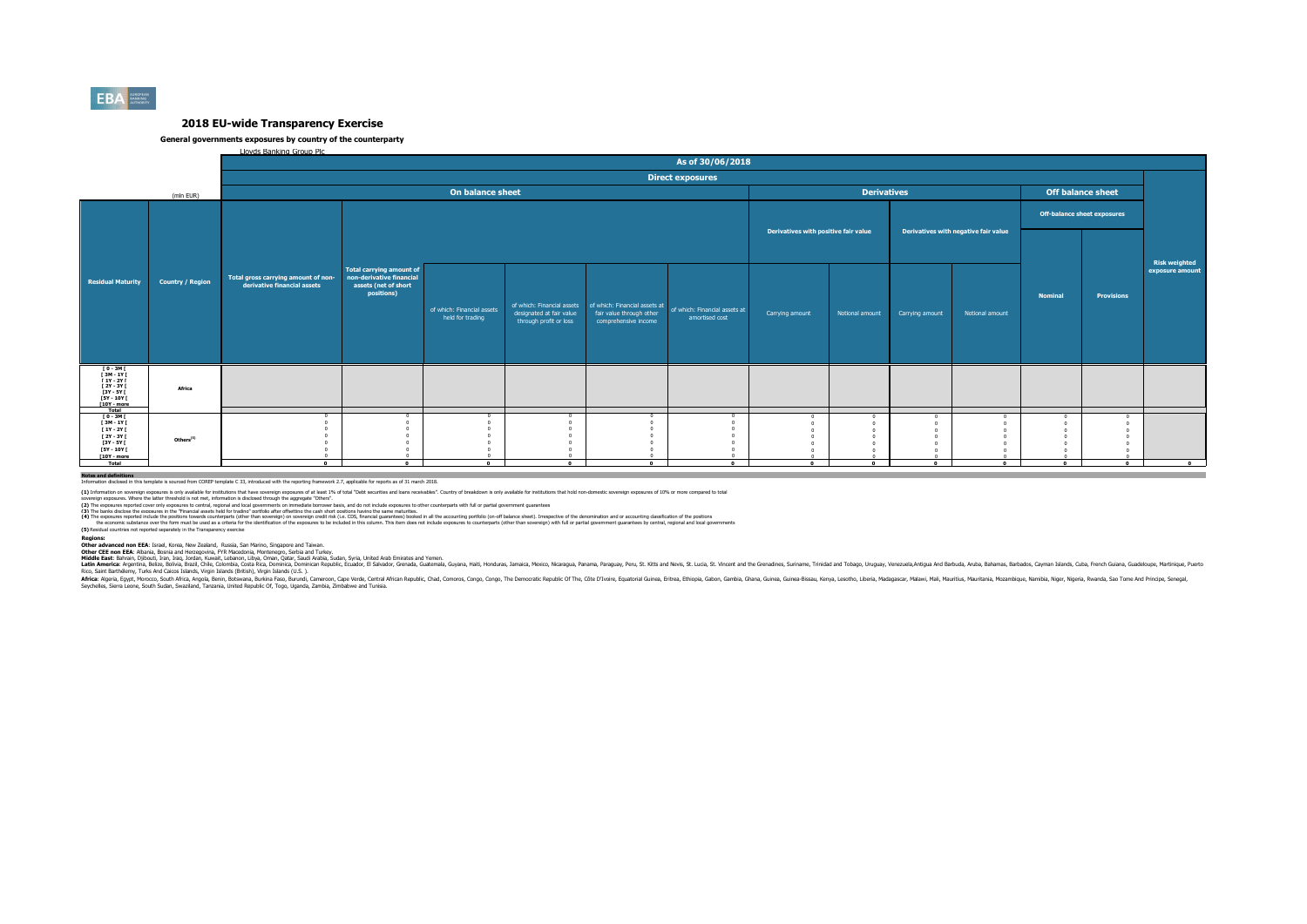## 2018 EU-wide Transparency Exercise

**General governments exposures by country of the counterparty**

Lloyds Banking Group Plc

| (mln EUR) | | As of 30/06/2018 | | | | | | | | | | | | |
|---|---|---|---|---|---|---|---|---|---|---|---|---|---|---|
| | | Direct exposures | | | | | | | | | | | | |
| | | On balance sheet | | | | | | Derivatives | | | | Off balance sheet | | |
| | | | | | | | | Derivatives with positive fair value | | Derivatives with negative fair value | | Off-balance sheet exposures | | |
| Residual Maturity | Country / Region | Total gross carrying amount of non-derivative financial assets | Total carrying amount of non-derivative financial assets (net of short positions) | of which: Financial assets held for trading | of which: Financial assets designated at fair value through profit or loss | of which: Financial assets at fair value through other comprehensive income | of which: Financial assets at amortised cost | Carrying amount | Notional amount | Carrying amount | Notional amount | Nominal | Provisions | Risk weighted exposure amount |
| [ 0 - 3M [<br>[ 3M - 1Y [<br>[ 1Y - 2Y [<br>[ 2Y - 3Y [<br>[3Y - 5Y [<br>[5Y - 10Y [<br>[10Y - more<br>Total | Africa | | | | | | | | | | | | | |
| [ 0 - 3M [ | Others[5] | 0 | 0 | 0 | 0 | 0 | 0 | 0 | 0 | 0 | 0 | 0 | 0 | |
| [ 3M - 1Y [ | | 0 | 0 | 0 | 0 | 0 | 0 | 0 | 0 | 0 | 0 | 0 | 0 | |
| [ 1Y - 2Y [ | | 0 | 0 | 0 | 0 | 0 | 0 | 0 | 0 | 0 | 0 | 0 | 0 | |
| [ 2Y - 3Y [ | | 0 | 0 | 0 | 0 | 0 | 0 | 0 | 0 | 0 | 0 | 0 | 0 | |
| [3Y - 5Y [ | | 0 | 0 | 0 | 0 | 0 | 0 | 0 | 0 | 0 | 0 | 0 | 0 | |
| [5Y - 10Y [ | | 0 | 0 | 0 | 0 | 0 | 0 | 0 | 0 | 0 | 0 | 0 | 0 | |
| [10Y - more | | 0 | 0 | 0 | 0 | 0 | 0 | 0 | 0 | 0 | 0 | 0 | 0 | |
| Total | | 0 | 0 | 0 | 0 | 0 | 0 | 0 | 0 | 0 | 0 | 0 | 0 | 0 |

**Notes and definitions**

Information disclosed in this template is sourced from COREP template C 33, introduced with the reporting framework 2.7, applicable for reports as of 31 march 2018.

**(1)** Information on sovereign exposures is only available for institutions that have sovereign exposures of at least 1% of total "Debt securities and loans receivables". Country of breakdown is only available for institutions that hold non-domestic sovereign exposures of 10% or more compared to total sovereign exposures. Where the latter threshold is not met, information is disclosed through the aggregate "Others".

**(2)** The exposures reported cover only exposures to central, regional and local governments on immediate borrower basis, and do not include exposures to other counterparts with full or partial government guarantees

**(3)** The banks disclose the exposures in the "Financial assets held for trading" portfolio after offsetting the cash short positions having the same maturities.

**(4)** The exposures reported include the positions towards counterparts (other than sovereign) on sovereign credit risk (i.e. CDS, financial guarantees) booked in all the accounting portfolio (on-off balance sheet). Irrespective of the denomination and or accounting classification of the positions the economic substance over the form must be used as a criteria for the identification of the exposures to be included in this column. This item does not include exposures to counterparts (other than sovereign) with full or partial government guarantees by central, regional and local governments

**(5)** Residual countries not reported separately in the Transparency exercise

**Regions:**

**Other advanced non EEA**: Israel, Korea, New Zealand, Russia, San Marino, Singapore and Taiwan.

**Other CEE non EEA**: Albania, Bosnia and Herzegovina, FYR Macedonia, Montenegro, Serbia and Turkey.

**Middle East**: Bahrain, Djibouti, Iran, Iraq, Jordan, Kuwait, Lebanon, Libya, Oman, Qatar, Saudi Arabia, Sudan, Syria, United Arab Emirates and Yemen.

**Latin America**: Argentina, Belize, Bolivia, Brazil, Chile, Colombia, Costa Rica, Dominica, Dominican Republic, Ecuador, El Salvador, Grenada, Guatemala, Guyana, Haiti, Honduras, Jamaica, Mexico, Nicaragua, Panama, Paraguay, Peru, St. Kitts and Nevis, St. Lucia, St. Vincent and the Grenadines, Suriname, Trinidad and Tobago, Uruguay, Venezuela,Antigua And Barbuda, Aruba, Bahamas, Barbados, Cayman Islands, Cuba, French Guiana, Guadeloupe, Martinique, Puerto Rico, Saint Barthélemy, Turks And Caicos Islands, Virgin Islands (British), Virgin Islands (U.S. ).

**Africa**: Algeria, Egypt, Morocco, South Africa, Angola, Benin, Botswana, Burkina Faso, Burundi, Cameroon, Cape Verde, Central African Republic, Chad, Comoros, Congo, Congo, The Democratic Republic Of The, Côte D'Ivoire, Equatorial Guinea, Eritrea, Ethiopia, Gabon, Gambia, Ghana, Guinea, Guinea-Bissau, Kenya, Lesotho, Liberia, Madagascar, Malawi, Mali, Mauritius, Mauritania, Mozambique, Namibia, Niger, Nigeria, Rwanda, Sao Tome And Principe, Senegal, Seychelles, Sierra Leone, South Sudan, Swaziland, Tanzania, United Republic Of, Togo, Uganda, Zambia, Zimbabwe and Tunisia.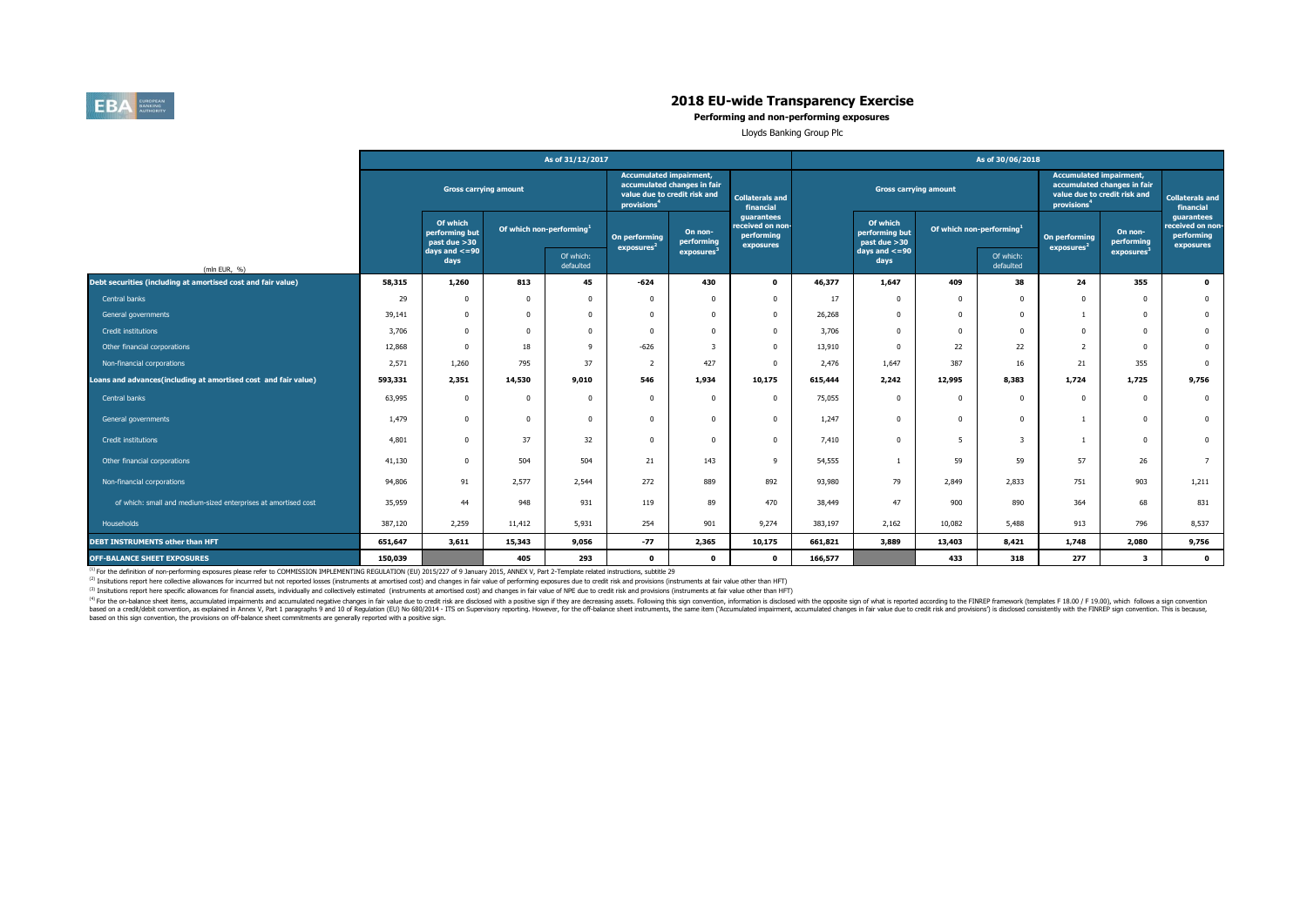# 2018 EU-wide Transparency Exercise

**Performing and non-performing exposures**

Lloyds Banking Group Plc

| (mln EUR, %) | As of 31/12/2017 | | | | | | | As of 30/06/2018 | | | | | | |
|---|---|---|---|---|---|---|---|---|---|---|---|---|---|---|
| | Gross carrying amount | | | | Accumulated impairment, accumulated changes in fair value due to credit risk and provisions[4] | | Collaterals and financial guarantees received on non-performing exposures | Gross carrying amount | | | | Accumulated impairment, accumulated changes in fair value due to credit risk and provisions[4] | | Collaterals and financial guarantees received on non-performing exposures |
| | | Of which performing but past due >30 days and <=90 days | Of which non-performing[1] | Of which: defaulted | On performing exposures[2] | On non-performing exposures[3] | | | Of which performing but past due >30 days and <=90 days | Of which non-performing[1] | Of which: defaulted | On performing exposures[2] | On non-performing exposures[3] | |
| **Debt securities (including at amortised cost and fair value)** | **58,315** | **1,260** | **813** | **45** | **-624** | **430** | **0** | **46,377** | **1,647** | **409** | **38** | **24** | **355** | **0** |
| Central banks | 29 | 0 | 0 | 0 | 0 | 0 | 0 | 17 | 0 | 0 | 0 | 0 | 0 | 0 |
| General governments | 39,141 | 0 | 0 | 0 | 0 | 0 | 0 | 26,268 | 0 | 0 | 0 | 1 | 0 | 0 |
| Credit institutions | 3,706 | 0 | 0 | 0 | 0 | 0 | 0 | 3,706 | 0 | 0 | 0 | 0 | 0 | 0 |
| Other financial corporations | 12,868 | 0 | 18 | 9 | -626 | 3 | 0 | 13,910 | 0 | 22 | 22 | 2 | 0 | 0 |
| Non-financial corporations | 2,571 | 1,260 | 795 | 37 | 2 | 427 | 0 | 2,476 | 1,647 | 387 | 16 | 21 | 355 | 0 |
| **Loans and advances(including at amortised cost and fair value)** | **593,331** | **2,351** | **14,530** | **9,010** | **546** | **1,934** | **10,175** | **615,444** | **2,242** | **12,995** | **8,383** | **1,724** | **1,725** | **9,756** |
| Central banks | 63,995 | 0 | 0 | 0 | 0 | 0 | 0 | 75,055 | 0 | 0 | 0 | 0 | 0 | 0 |
| General governments | 1,479 | 0 | 0 | 0 | 0 | 0 | 0 | 1,247 | 0 | 0 | 0 | 1 | 0 | 0 |
| Credit institutions | 4,801 | 0 | 37 | 32 | 0 | 0 | 0 | 7,410 | 0 | 5 | 3 | 1 | 0 | 0 |
| Other financial corporations | 41,130 | 0 | 504 | 504 | 21 | 143 | 9 | 54,555 | 1 | 59 | 59 | 57 | 26 | 7 |
| Non-financial corporations | 94,806 | 91 | 2,577 | 2,544 | 272 | 889 | 892 | 93,980 | 79 | 2,849 | 2,833 | 751 | 903 | 1,211 |
| of which: small and medium-sized enterprises at amortised cost | 35,959 | 44 | 948 | 931 | 119 | 89 | 470 | 38,449 | 47 | 900 | 890 | 364 | 68 | 831 |
| Households | 387,120 | 2,259 | 11,412 | 5,931 | 254 | 901 | 9,274 | 383,197 | 2,162 | 10,082 | 5,488 | 913 | 796 | 8,537 |
| **DEBT INSTRUMENTS other than HFT** | **651,647** | **3,611** | **15,343** | **9,056** | **-77** | **2,365** | **10,175** | **661,821** | **3,889** | **13,403** | **8,421** | **1,748** | **2,080** | **9,756** |
| **OFF-BALANCE SHEET EXPOSURES** | **150,039** | | **405** | **293** | **0** | **0** | **0** | **166,577** | | **433** | **318** | **277** | **3** | **0** |

[1] For the definition of non-performing exposures please refer to COMMISSION IMPLEMENTING REGULATION (EU) 2015/227 of 9 January 2015, ANNEX V, Part 2-Template related instructions, subtitle 29

[2] Insitutions report here collective allowances for incurrred but not reported losses (instruments at amortised cost) and changes in fair value of performing exposures due to credit risk and provisions (instruments at fair value other than HFT)

[3] Insitutions report here specific allowances for financial assets, individually and collectively estimated (instruments at amortised cost) and changes in fair value of NPE due to credit risk and provisions (instruments at fair value other than HFT)

[4] For the on-balance sheet items, accumulated impairments and accumulated negative changes in fair value due to credit risk are disclosed with a positive sign if they are decreasing assets. Following this sign convention, information is disclosed with the opposite sign of what is reported according to the FINREP framework (templates F 18.00 / F 19.00), which follows a sign convention based on a credit/debit convention, as explained in Annex V, Part 1 paragraphs 9 and 10 of Regulation (EU) No 680/2014 - ITS on Supervisory reporting. However, for the off-balance sheet instruments, the same item ('Accumulated impairment, accumulated changes in fair value due to credit risk and provisions') is disclosed consistently with the FINREP sign convention. This is because, based on this sign convention, the provisions on off-balance sheet commitments are generally reported with a positive sign.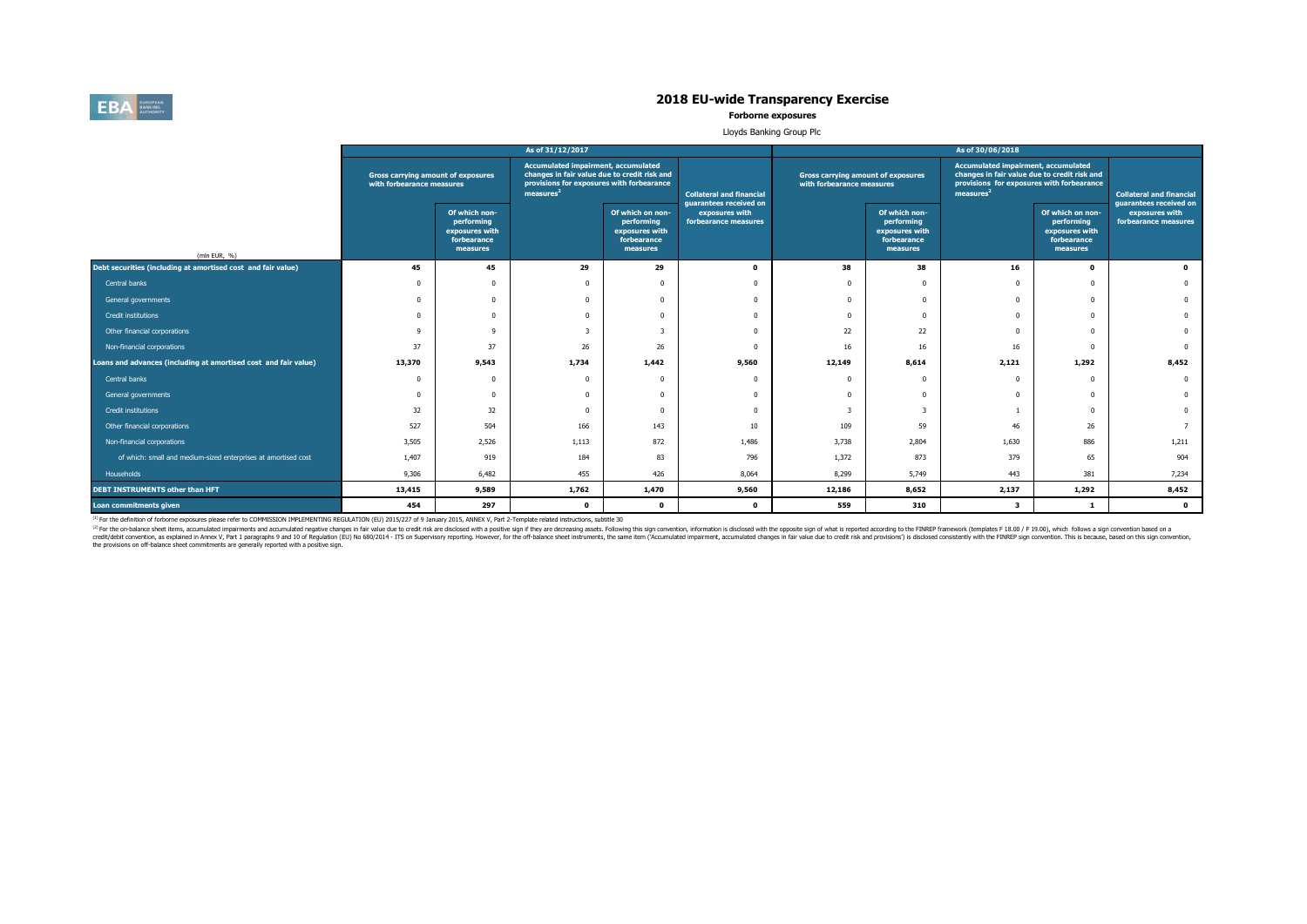# 2018 EU-wide Transparency Exercise

**Forborne exposures**

Lloyds Banking Group Plc

| (mln EUR, %) | As of 31/12/2017 | | | | | As of 30/06/2018 | | | | |
|---|---|---|---|---|---|---|---|---|---|---|
| | Gross carrying amount of exposures with forbearance measures | | Accumulated impairment, accumulated changes in fair value due to credit risk and provisions for exposures with forbearance measures[2] | | Collateral and financial guarantees received on exposures with forbearance measures | Gross carrying amount of exposures with forbearance measures | | Accumulated impairment, accumulated changes in fair value due to credit risk and provisions for exposures with forbearance measures[2] | | Collateral and financial guarantees received on exposures with forbearance measures |
| | | Of which non-performing exposures with forbearance measures | | Of which on non-performing exposures with forbearance measures | | | Of which non-performing exposures with forbearance measures | | Of which on non-performing exposures with forbearance measures | |
| **Debt securities (including at amortised cost and fair value)** | **45** | **45** | **29** | **29** | **0** | **38** | **38** | **16** | **0** | **0** |
| Central banks | 0 | 0 | 0 | 0 | 0 | 0 | 0 | 0 | 0 | 0 |
| General governments | 0 | 0 | 0 | 0 | 0 | 0 | 0 | 0 | 0 | 0 |
| Credit institutions | 0 | 0 | 0 | 0 | 0 | 0 | 0 | 0 | 0 | 0 |
| Other financial corporations | 9 | 9 | 3 | 3 | 0 | 22 | 22 | 0 | 0 | 0 |
| Non-financial corporations | 37 | 37 | 26 | 26 | 0 | 16 | 16 | 16 | 0 | 0 |
| **Loans and advances (including at amortised cost and fair value)** | **13,370** | **9,543** | **1,734** | **1,442** | **9,560** | **12,149** | **8,614** | **2,121** | **1,292** | **8,452** |
| Central banks | 0 | 0 | 0 | 0 | 0 | 0 | 0 | 0 | 0 | 0 |
| General governments | 0 | 0 | 0 | 0 | 0 | 0 | 0 | 0 | 0 | 0 |
| Credit institutions | 32 | 32 | 0 | 0 | 0 | 3 | 3 | 1 | 0 | 0 |
| Other financial corporations | 527 | 504 | 166 | 143 | 10 | 109 | 59 | 46 | 26 | 7 |
| Non-financial corporations | 3,505 | 2,526 | 1,113 | 872 | 1,486 | 3,738 | 2,804 | 1,630 | 886 | 1,211 |
| of which: small and medium-sized enterprises at amortised cost | 1,407 | 919 | 184 | 83 | 796 | 1,372 | 873 | 379 | 65 | 904 |
| Households | 9,306 | 6,482 | 455 | 426 | 8,064 | 8,299 | 5,749 | 443 | 381 | 7,234 |
| **DEBT INSTRUMENTS other than HFT** | **13,415** | **9,589** | **1,762** | **1,470** | **9,560** | **12,186** | **8,652** | **2,137** | **1,292** | **8,452** |
| **Loan commitments given** | **454** | **297** | **0** | **0** | **0** | **559** | **310** | **3** | **1** | **0** |

[1] For the definition of forborne exposures please refer to COMMISSION IMPLEMENTING REGULATION (EU) 2015/227 of 9 January 2015, ANNEX V, Part 2-Template related instructions, subtitle 30

[2] For the on-balance sheet items, accumulated impairments and accumulated negative changes in fair value due to credit risk are disclosed with a positive sign if they are decreasing assets. Following this sign convention, information is disclosed with the opposite sign of what is reported according to the FINREP framework (templates F 18.00 / F 19.00), which follows a sign convention based on a credit/debit convention, as explained in Annex V, Part 1 paragraphs 9 and 10 of Regulation (EU) No 680/2014 - ITS on Supervisory reporting. However, for the off-balance sheet instruments, the same item ('Accumulated impairment, accumulated changes in fair value due to credit risk and provisions') is disclosed consistently with the FINREP sign convention. This is because, based on this sign convention, the provisions on off-balance sheet commitments are generally reported with a positive sign.